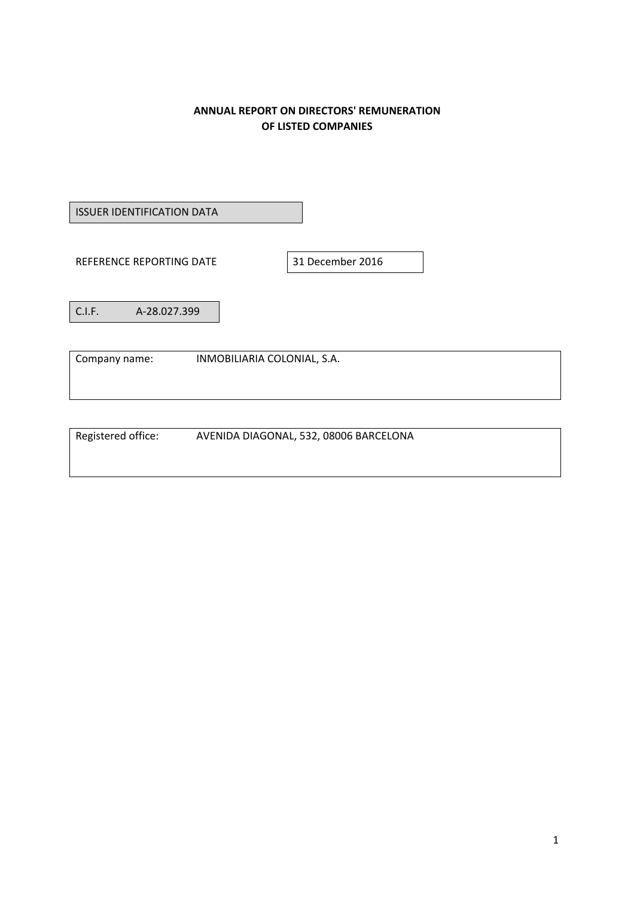# ANNUAL REPORT ON DIRECTORS' REMUNERATION OF LISTED COMPANIES

ISSUER IDENTIFICATION DATA

| REFERENCE REPORTING DATE | 31 December 2016 |
|---|---|

| C.I.F. | A-28.027.399 |
|---|---|

| Company name: | INMOBILIARIA COLONIAL, S.A. |
|---|---|

| Registered office: | AVENIDA DIAGONAL, 532, 08006 BARCELONA |
|---|---|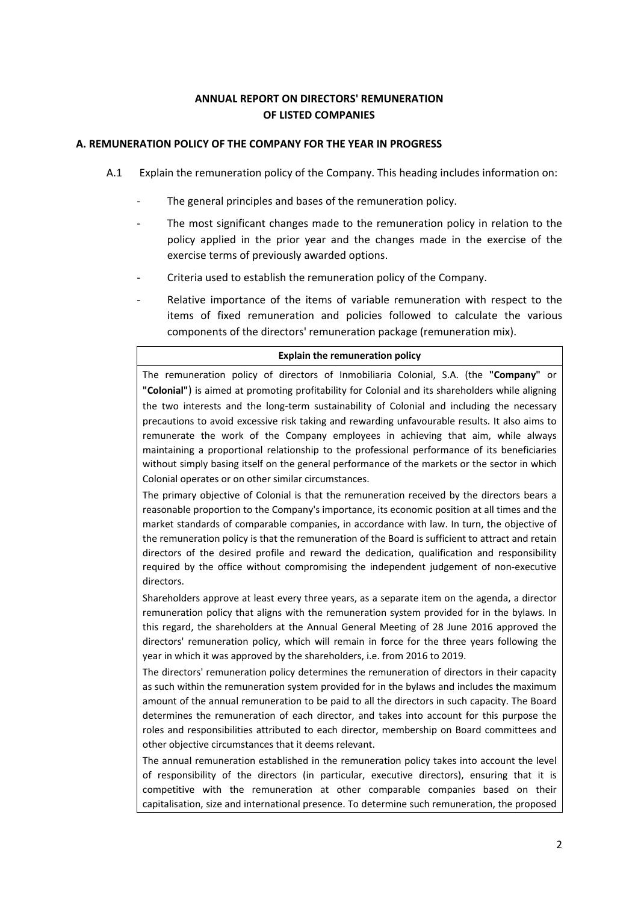**ANNUAL REPORT ON DIRECTORS' REMUNERATION OF LISTED COMPANIES**

## A. REMUNERATION POLICY OF THE COMPANY FOR THE YEAR IN PROGRESS

A.1 Explain the remuneration policy of the Company. This heading includes information on:

- The general principles and bases of the remuneration policy.
- The most significant changes made to the remuneration policy in relation to the policy applied in the prior year and the changes made in the exercise of the exercise terms of previously awarded options.
- Criteria used to establish the remuneration policy of the Company.
- Relative importance of the items of variable remuneration with respect to the items of fixed remuneration and policies followed to calculate the various components of the directors' remuneration package (remuneration mix).

| **Explain the remuneration policy** |
|---|
| The remuneration policy of directors of Inmobiliaria Colonial, S.A. (the **"Company"** or **"Colonial"**) is aimed at promoting profitability for Colonial and its shareholders while aligning the two interests and the long-term sustainability of Colonial and including the necessary precautions to avoid excessive risk taking and rewarding unfavourable results. It also aims to remunerate the work of the Company employees in achieving that aim, while always maintaining a proportional relationship to the professional performance of its beneficiaries without simply basing itself on the general performance of the markets or the sector in which Colonial operates or on other similar circumstances.<br><br>The primary objective of Colonial is that the remuneration received by the directors bears a reasonable proportion to the Company's importance, its economic position at all times and the market standards of comparable companies, in accordance with law. In turn, the objective of the remuneration policy is that the remuneration of the Board is sufficient to attract and retain directors of the desired profile and reward the dedication, qualification and responsibility required by the office without compromising the independent judgement of non-executive directors.<br><br>Shareholders approve at least every three years, as a separate item on the agenda, a director remuneration policy that aligns with the remuneration system provided for in the bylaws. In this regard, the shareholders at the Annual General Meeting of 28 June 2016 approved the directors' remuneration policy, which will remain in force for the three years following the year in which it was approved by the shareholders, i.e. from 2016 to 2019.<br><br>The directors' remuneration policy determines the remuneration of directors in their capacity as such within the remuneration system provided for in the bylaws and includes the maximum amount of the annual remuneration to be paid to all the directors in such capacity. The Board determines the remuneration of each director, and takes into account for this purpose the roles and responsibilities attributed to each director, membership on Board committees and other objective circumstances that it deems relevant.<br><br>The annual remuneration established in the remuneration policy takes into account the level of responsibility of the directors (in particular, executive directors), ensuring that it is competitive with the remuneration at other comparable companies based on their capitalisation, size and international presence. To determine such remuneration, the proposed |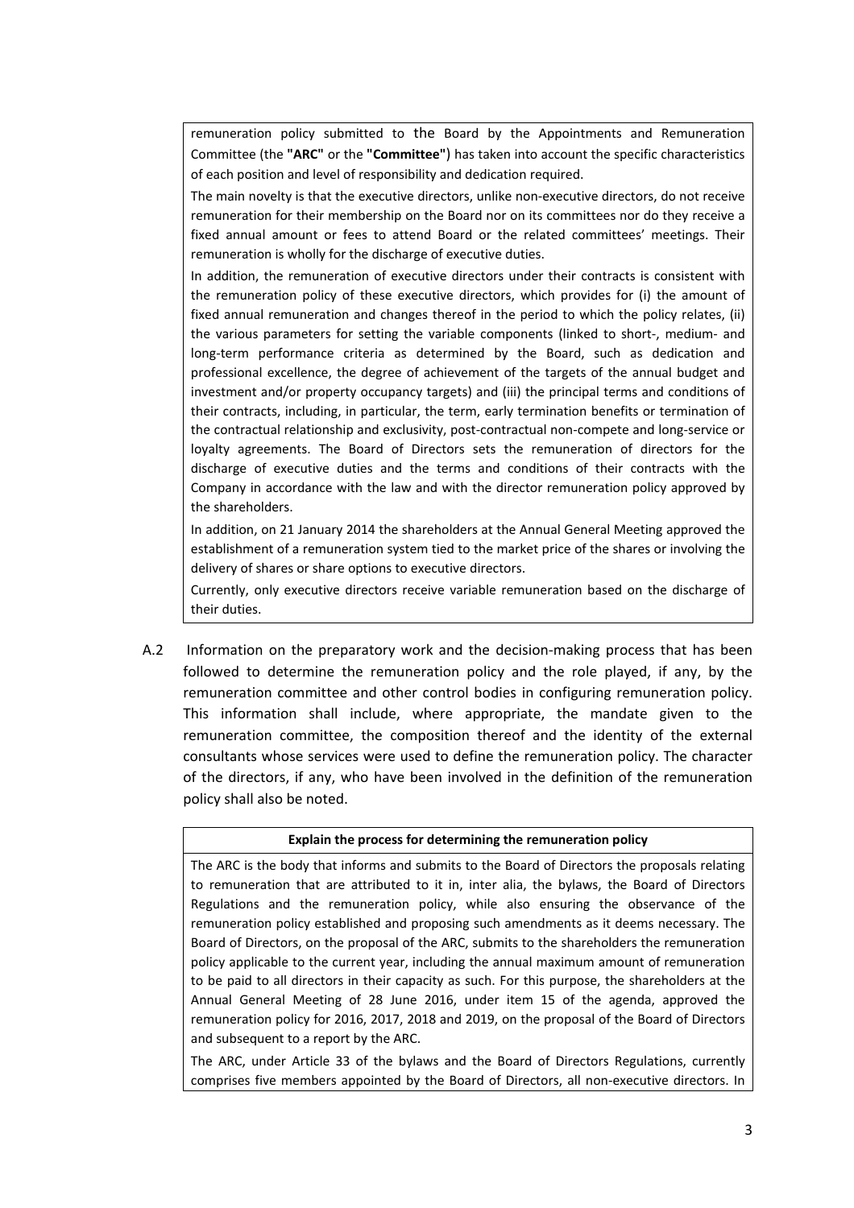remuneration policy submitted to the Board by the Appointments and Remuneration Committee (the **"ARC"** or the **"Committee"**) has taken into account the specific characteristics of each position and level of responsibility and dedication required.

The main novelty is that the executive directors, unlike non-executive directors, do not receive remuneration for their membership on the Board nor on its committees nor do they receive a fixed annual amount or fees to attend Board or the related committees' meetings. Their remuneration is wholly for the discharge of executive duties.

In addition, the remuneration of executive directors under their contracts is consistent with the remuneration policy of these executive directors, which provides for (i) the amount of fixed annual remuneration and changes thereof in the period to which the policy relates, (ii) the various parameters for setting the variable components (linked to short-, medium- and long-term performance criteria as determined by the Board, such as dedication and professional excellence, the degree of achievement of the targets of the annual budget and investment and/or property occupancy targets) and (iii) the principal terms and conditions of their contracts, including, in particular, the term, early termination benefits or termination of the contractual relationship and exclusivity, post-contractual non-compete and long-service or loyalty agreements. The Board of Directors sets the remuneration of directors for the discharge of executive duties and the terms and conditions of their contracts with the Company in accordance with the law and with the director remuneration policy approved by the shareholders.

In addition, on 21 January 2014 the shareholders at the Annual General Meeting approved the establishment of a remuneration system tied to the market price of the shares or involving the delivery of shares or share options to executive directors.

Currently, only executive directors receive variable remuneration based on the discharge of their duties.

A.2 Information on the preparatory work and the decision-making process that has been followed to determine the remuneration policy and the role played, if any, by the remuneration committee and other control bodies in configuring remuneration policy. This information shall include, where appropriate, the mandate given to the remuneration committee, the composition thereof and the identity of the external consultants whose services were used to define the remuneration policy. The character of the directors, if any, who have been involved in the definition of the remuneration policy shall also be noted.

**Explain the process for determining the remuneration policy**

The ARC is the body that informs and submits to the Board of Directors the proposals relating to remuneration that are attributed to it in, inter alia, the bylaws, the Board of Directors Regulations and the remuneration policy, while also ensuring the observance of the remuneration policy established and proposing such amendments as it deems necessary. The Board of Directors, on the proposal of the ARC, submits to the shareholders the remuneration policy applicable to the current year, including the annual maximum amount of remuneration to be paid to all directors in their capacity as such. For this purpose, the shareholders at the Annual General Meeting of 28 June 2016, under item 15 of the agenda, approved the remuneration policy for 2016, 2017, 2018 and 2019, on the proposal of the Board of Directors and subsequent to a report by the ARC.

The ARC, under Article 33 of the bylaws and the Board of Directors Regulations, currently comprises five members appointed by the Board of Directors, all non-executive directors. In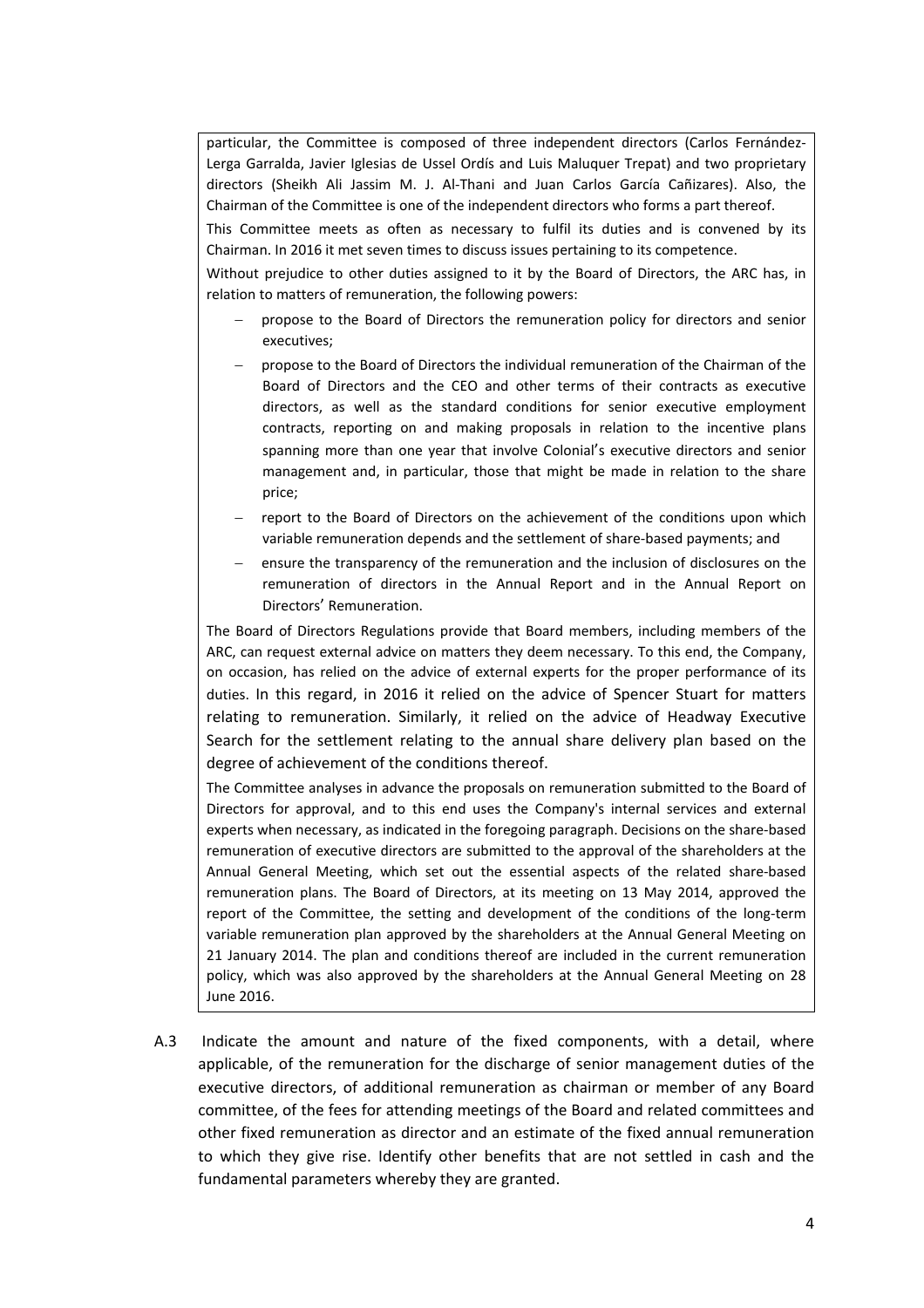particular, the Committee is composed of three independent directors (Carlos Fernández-Lerga Garralda, Javier Iglesias de Ussel Ordís and Luis Maluquer Trepat) and two proprietary directors (Sheikh Ali Jassim M. J. Al-Thani and Juan Carlos García Cañizares). Also, the Chairman of the Committee is one of the independent directors who forms a part thereof.

This Committee meets as often as necessary to fulfil its duties and is convened by its Chairman. In 2016 it met seven times to discuss issues pertaining to its competence.

Without prejudice to other duties assigned to it by the Board of Directors, the ARC has, in relation to matters of remuneration, the following powers:

- propose to the Board of Directors the remuneration policy for directors and senior executives;
- propose to the Board of Directors the individual remuneration of the Chairman of the Board of Directors and the CEO and other terms of their contracts as executive directors, as well as the standard conditions for senior executive employment contracts, reporting on and making proposals in relation to the incentive plans spanning more than one year that involve Colonial's executive directors and senior management and, in particular, those that might be made in relation to the share price;
- report to the Board of Directors on the achievement of the conditions upon which variable remuneration depends and the settlement of share-based payments; and
- ensure the transparency of the remuneration and the inclusion of disclosures on the remuneration of directors in the Annual Report and in the Annual Report on Directors' Remuneration.

The Board of Directors Regulations provide that Board members, including members of the ARC, can request external advice on matters they deem necessary. To this end, the Company, on occasion, has relied on the advice of external experts for the proper performance of its duties. In this regard, in 2016 it relied on the advice of Spencer Stuart for matters relating to remuneration. Similarly, it relied on the advice of Headway Executive Search for the settlement relating to the annual share delivery plan based on the degree of achievement of the conditions thereof.

The Committee analyses in advance the proposals on remuneration submitted to the Board of Directors for approval, and to this end uses the Company's internal services and external experts when necessary, as indicated in the foregoing paragraph. Decisions on the share-based remuneration of executive directors are submitted to the approval of the shareholders at the Annual General Meeting, which set out the essential aspects of the related share-based remuneration plans. The Board of Directors, at its meeting on 13 May 2014, approved the report of the Committee, the setting and development of the conditions of the long-term variable remuneration plan approved by the shareholders at the Annual General Meeting on 21 January 2014. The plan and conditions thereof are included in the current remuneration policy, which was also approved by the shareholders at the Annual General Meeting on 28 June 2016.

A.3 Indicate the amount and nature of the fixed components, with a detail, where applicable, of the remuneration for the discharge of senior management duties of the executive directors, of additional remuneration as chairman or member of any Board committee, of the fees for attending meetings of the Board and related committees and other fixed remuneration as director and an estimate of the fixed annual remuneration to which they give rise. Identify other benefits that are not settled in cash and the fundamental parameters whereby they are granted.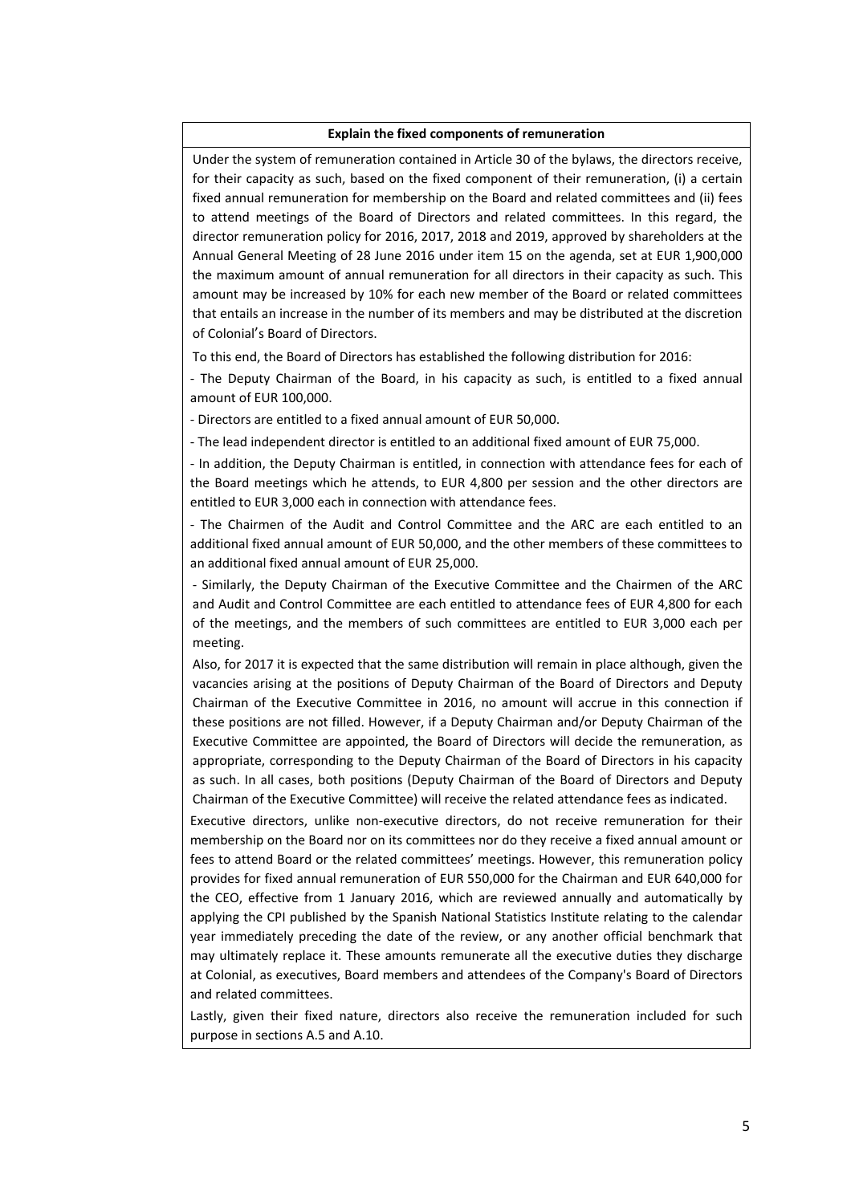**Explain the fixed components of remuneration**

Under the system of remuneration contained in Article 30 of the bylaws, the directors receive, for their capacity as such, based on the fixed component of their remuneration, (i) a certain fixed annual remuneration for membership on the Board and related committees and (ii) fees to attend meetings of the Board of Directors and related committees. In this regard, the director remuneration policy for 2016, 2017, 2018 and 2019, approved by shareholders at the Annual General Meeting of 28 June 2016 under item 15 on the agenda, set at EUR 1,900,000 the maximum amount of annual remuneration for all directors in their capacity as such. This amount may be increased by 10% for each new member of the Board or related committees that entails an increase in the number of its members and may be distributed at the discretion of Colonial's Board of Directors.

To this end, the Board of Directors has established the following distribution for 2016:

- The Deputy Chairman of the Board, in his capacity as such, is entitled to a fixed annual amount of EUR 100,000.
- Directors are entitled to a fixed annual amount of EUR 50,000.
- The lead independent director is entitled to an additional fixed amount of EUR 75,000.
- In addition, the Deputy Chairman is entitled, in connection with attendance fees for each of the Board meetings which he attends, to EUR 4,800 per session and the other directors are entitled to EUR 3,000 each in connection with attendance fees.
- The Chairmen of the Audit and Control Committee and the ARC are each entitled to an additional fixed annual amount of EUR 50,000, and the other members of these committees to an additional fixed annual amount of EUR 25,000.
- Similarly, the Deputy Chairman of the Executive Committee and the Chairmen of the ARC and Audit and Control Committee are each entitled to attendance fees of EUR 4,800 for each of the meetings, and the members of such committees are entitled to EUR 3,000 each per meeting.

Also, for 2017 it is expected that the same distribution will remain in place although, given the vacancies arising at the positions of Deputy Chairman of the Board of Directors and Deputy Chairman of the Executive Committee in 2016, no amount will accrue in this connection if these positions are not filled. However, if a Deputy Chairman and/or Deputy Chairman of the Executive Committee are appointed, the Board of Directors will decide the remuneration, as appropriate, corresponding to the Deputy Chairman of the Board of Directors in his capacity as such. In all cases, both positions (Deputy Chairman of the Board of Directors and Deputy Chairman of the Executive Committee) will receive the related attendance fees as indicated.

Executive directors, unlike non-executive directors, do not receive remuneration for their membership on the Board nor on its committees nor do they receive a fixed annual amount or fees to attend Board or the related committees' meetings. However, this remuneration policy provides for fixed annual remuneration of EUR 550,000 for the Chairman and EUR 640,000 for the CEO, effective from 1 January 2016, which are reviewed annually and automatically by applying the CPI published by the Spanish National Statistics Institute relating to the calendar year immediately preceding the date of the review, or any another official benchmark that may ultimately replace it. These amounts remunerate all the executive duties they discharge at Colonial, as executives, Board members and attendees of the Company's Board of Directors and related committees.

Lastly, given their fixed nature, directors also receive the remuneration included for such purpose in sections A.5 and A.10.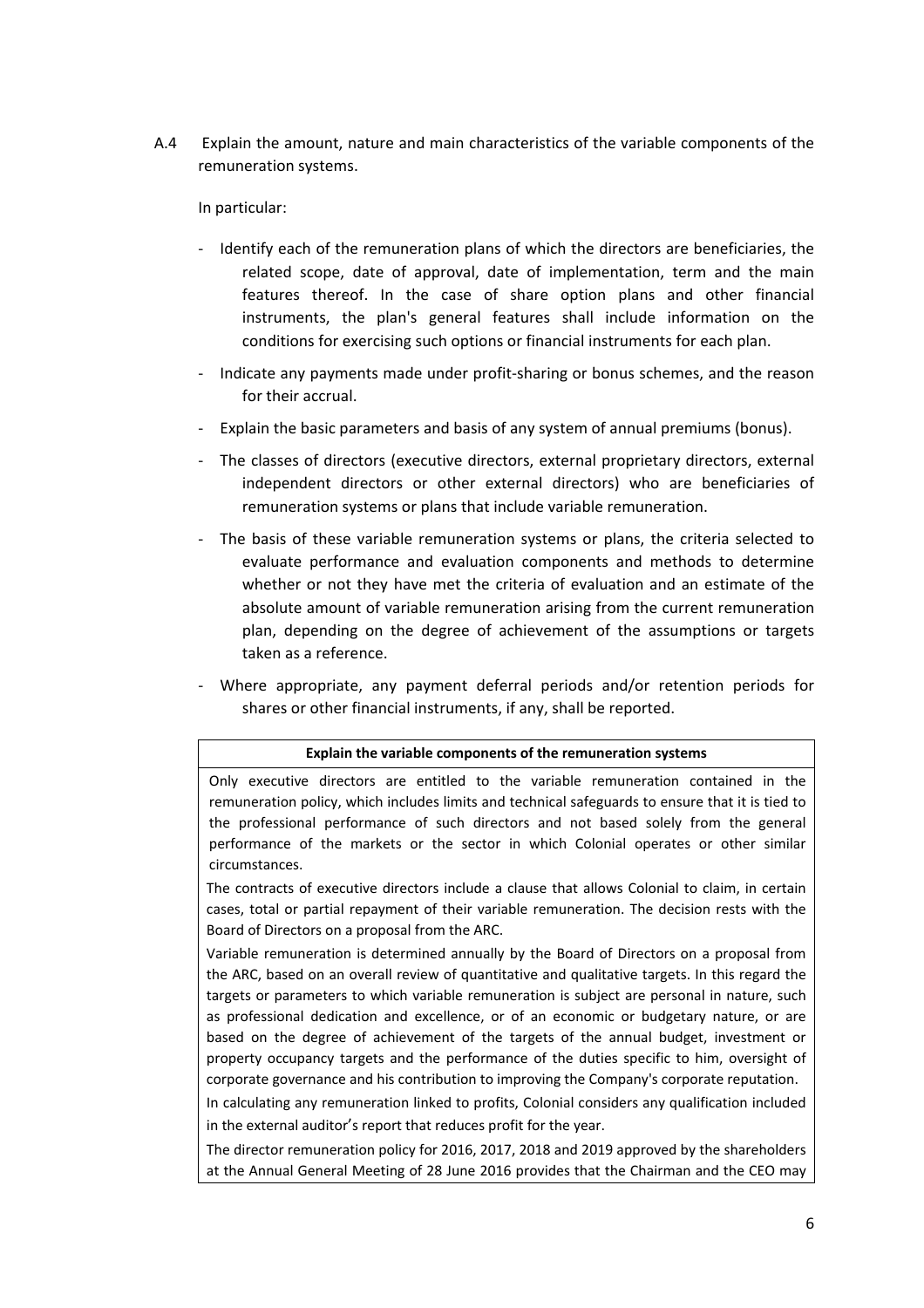A.4 Explain the amount, nature and main characteristics of the variable components of the remuneration systems.

In particular:

- Identify each of the remuneration plans of which the directors are beneficiaries, the related scope, date of approval, date of implementation, term and the main features thereof. In the case of share option plans and other financial instruments, the plan's general features shall include information on the conditions for exercising such options or financial instruments for each plan.
- Indicate any payments made under profit-sharing or bonus schemes, and the reason for their accrual.
- Explain the basic parameters and basis of any system of annual premiums (bonus).
- The classes of directors (executive directors, external proprietary directors, external independent directors or other external directors) who are beneficiaries of remuneration systems or plans that include variable remuneration.
- The basis of these variable remuneration systems or plans, the criteria selected to evaluate performance and evaluation components and methods to determine whether or not they have met the criteria of evaluation and an estimate of the absolute amount of variable remuneration arising from the current remuneration plan, depending on the degree of achievement of the assumptions or targets taken as a reference.
- Where appropriate, any payment deferral periods and/or retention periods for shares or other financial instruments, if any, shall be reported.

| **Explain the variable components of the remuneration systems** |
| --- |
| Only executive directors are entitled to the variable remuneration contained in the remuneration policy, which includes limits and technical safeguards to ensure that it is tied to the professional performance of such directors and not based solely from the general performance of the markets or the sector in which Colonial operates or other similar circumstances.<br>The contracts of executive directors include a clause that allows Colonial to claim, in certain cases, total or partial repayment of their variable remuneration. The decision rests with the Board of Directors on a proposal from the ARC.<br>Variable remuneration is determined annually by the Board of Directors on a proposal from the ARC, based on an overall review of quantitative and qualitative targets. In this regard the targets or parameters to which variable remuneration is subject are personal in nature, such as professional dedication and excellence, or of an economic or budgetary nature, or are based on the degree of achievement of the targets of the annual budget, investment or property occupancy targets and the performance of the duties specific to him, oversight of corporate governance and his contribution to improving the Company's corporate reputation.<br>In calculating any remuneration linked to profits, Colonial considers any qualification included in the external auditor's report that reduces profit for the year.<br>The director remuneration policy for 2016, 2017, 2018 and 2019 approved by the shareholders at the Annual General Meeting of 28 June 2016 provides that the Chairman and the CEO may |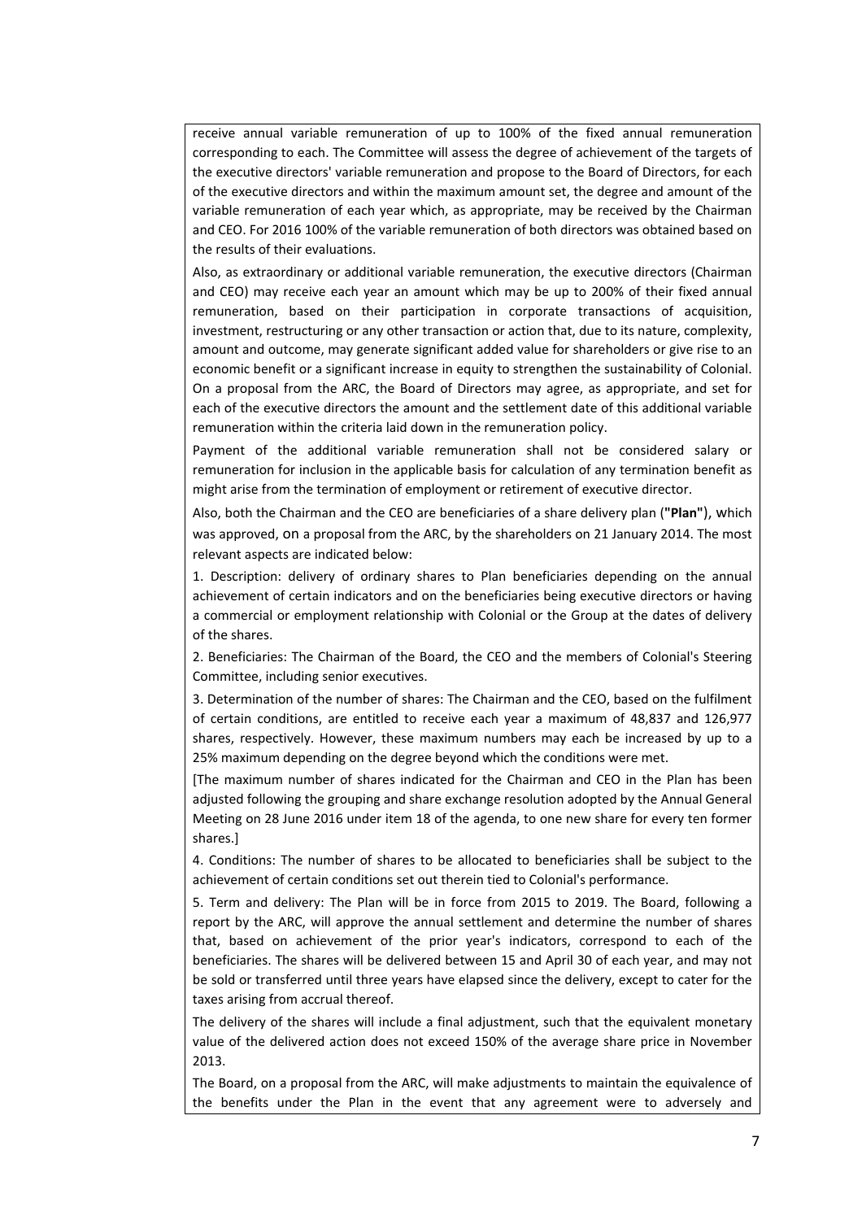receive annual variable remuneration of up to 100% of the fixed annual remuneration corresponding to each. The Committee will assess the degree of achievement of the targets of the executive directors' variable remuneration and propose to the Board of Directors, for each of the executive directors and within the maximum amount set, the degree and amount of the variable remuneration of each year which, as appropriate, may be received by the Chairman and CEO. For 2016 100% of the variable remuneration of both directors was obtained based on the results of their evaluations.

Also, as extraordinary or additional variable remuneration, the executive directors (Chairman and CEO) may receive each year an amount which may be up to 200% of their fixed annual remuneration, based on their participation in corporate transactions of acquisition, investment, restructuring or any other transaction or action that, due to its nature, complexity, amount and outcome, may generate significant added value for shareholders or give rise to an economic benefit or a significant increase in equity to strengthen the sustainability of Colonial. On a proposal from the ARC, the Board of Directors may agree, as appropriate, and set for each of the executive directors the amount and the settlement date of this additional variable remuneration within the criteria laid down in the remuneration policy.

Payment of the additional variable remuneration shall not be considered salary or remuneration for inclusion in the applicable basis for calculation of any termination benefit as might arise from the termination of employment or retirement of executive director.

Also, both the Chairman and the CEO are beneficiaries of a share delivery plan (**"Plan"**), which was approved, on a proposal from the ARC, by the shareholders on 21 January 2014. The most relevant aspects are indicated below:

1. Description: delivery of ordinary shares to Plan beneficiaries depending on the annual achievement of certain indicators and on the beneficiaries being executive directors or having a commercial or employment relationship with Colonial or the Group at the dates of delivery of the shares.

2. Beneficiaries: The Chairman of the Board, the CEO and the members of Colonial's Steering Committee, including senior executives.

3. Determination of the number of shares: The Chairman and the CEO, based on the fulfilment of certain conditions, are entitled to receive each year a maximum of 48,837 and 126,977 shares, respectively. However, these maximum numbers may each be increased by up to a 25% maximum depending on the degree beyond which the conditions were met.

[The maximum number of shares indicated for the Chairman and CEO in the Plan has been adjusted following the grouping and share exchange resolution adopted by the Annual General Meeting on 28 June 2016 under item 18 of the agenda, to one new share for every ten former shares.]

4. Conditions: The number of shares to be allocated to beneficiaries shall be subject to the achievement of certain conditions set out therein tied to Colonial's performance.

5. Term and delivery: The Plan will be in force from 2015 to 2019. The Board, following a report by the ARC, will approve the annual settlement and determine the number of shares that, based on achievement of the prior year's indicators, correspond to each of the beneficiaries. The shares will be delivered between 15 and April 30 of each year, and may not be sold or transferred until three years have elapsed since the delivery, except to cater for the taxes arising from accrual thereof.

The delivery of the shares will include a final adjustment, such that the equivalent monetary value of the delivered action does not exceed 150% of the average share price in November 2013.

The Board, on a proposal from the ARC, will make adjustments to maintain the equivalence of the benefits under the Plan in the event that any agreement were to adversely and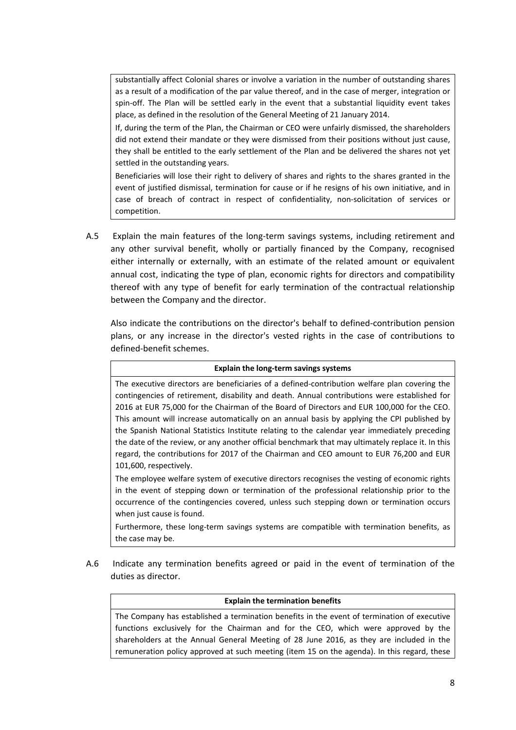substantially affect Colonial shares or involve a variation in the number of outstanding shares as a result of a modification of the par value thereof, and in the case of merger, integration or spin-off. The Plan will be settled early in the event that a substantial liquidity event takes place, as defined in the resolution of the General Meeting of 21 January 2014.

If, during the term of the Plan, the Chairman or CEO were unfairly dismissed, the shareholders did not extend their mandate or they were dismissed from their positions without just cause, they shall be entitled to the early settlement of the Plan and be delivered the shares not yet settled in the outstanding years.

Beneficiaries will lose their right to delivery of shares and rights to the shares granted in the event of justified dismissal, termination for cause or if he resigns of his own initiative, and in case of breach of contract in respect of confidentiality, non-solicitation of services or competition.

A.5 Explain the main features of the long-term savings systems, including retirement and any other survival benefit, wholly or partially financed by the Company, recognised either internally or externally, with an estimate of the related amount or equivalent annual cost, indicating the type of plan, economic rights for directors and compatibility thereof with any type of benefit for early termination of the contractual relationship between the Company and the director.

Also indicate the contributions on the director's behalf to defined-contribution pension plans, or any increase in the director's vested rights in the case of contributions to defined-benefit schemes.

**Explain the long-term savings systems**

The executive directors are beneficiaries of a defined-contribution welfare plan covering the contingencies of retirement, disability and death. Annual contributions were established for 2016 at EUR 75,000 for the Chairman of the Board of Directors and EUR 100,000 for the CEO. This amount will increase automatically on an annual basis by applying the CPI published by the Spanish National Statistics Institute relating to the calendar year immediately preceding the date of the review, or any another official benchmark that may ultimately replace it. In this regard, the contributions for 2017 of the Chairman and CEO amount to EUR 76,200 and EUR 101,600, respectively.

The employee welfare system of executive directors recognises the vesting of economic rights in the event of stepping down or termination of the professional relationship prior to the occurrence of the contingencies covered, unless such stepping down or termination occurs when just cause is found.

Furthermore, these long-term savings systems are compatible with termination benefits, as the case may be.

A.6 Indicate any termination benefits agreed or paid in the event of termination of the duties as director.

**Explain the termination benefits**

The Company has established a termination benefits in the event of termination of executive functions exclusively for the Chairman and for the CEO, which were approved by the shareholders at the Annual General Meeting of 28 June 2016, as they are included in the remuneration policy approved at such meeting (item 15 on the agenda). In this regard, these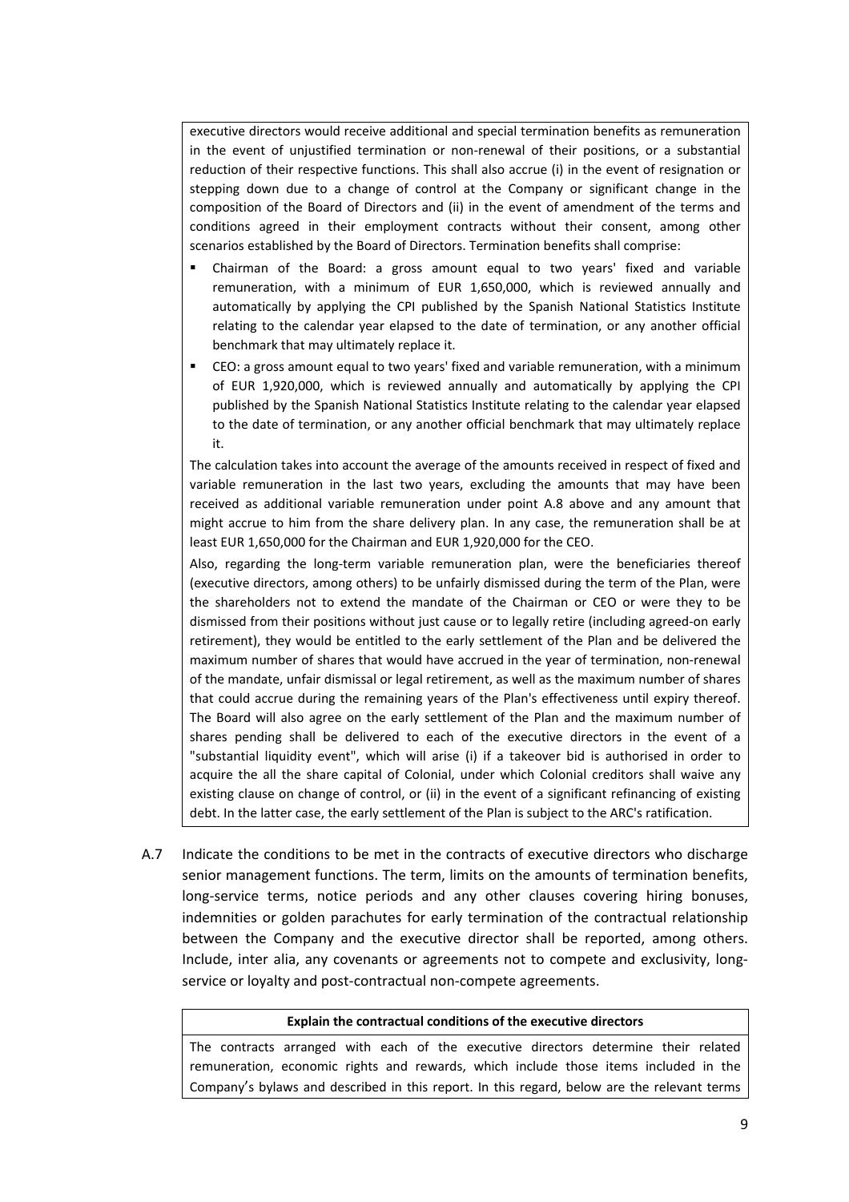executive directors would receive additional and special termination benefits as remuneration in the event of unjustified termination or non-renewal of their positions, or a substantial reduction of their respective functions. This shall also accrue (i) in the event of resignation or stepping down due to a change of control at the Company or significant change in the composition of the Board of Directors and (ii) in the event of amendment of the terms and conditions agreed in their employment contracts without their consent, among other scenarios established by the Board of Directors. Termination benefits shall comprise:

- Chairman of the Board: a gross amount equal to two years' fixed and variable remuneration, with a minimum of EUR 1,650,000, which is reviewed annually and automatically by applying the CPI published by the Spanish National Statistics Institute relating to the calendar year elapsed to the date of termination, or any another official benchmark that may ultimately replace it.
- CEO: a gross amount equal to two years' fixed and variable remuneration, with a minimum of EUR 1,920,000, which is reviewed annually and automatically by applying the CPI published by the Spanish National Statistics Institute relating to the calendar year elapsed to the date of termination, or any another official benchmark that may ultimately replace it.

The calculation takes into account the average of the amounts received in respect of fixed and variable remuneration in the last two years, excluding the amounts that may have been received as additional variable remuneration under point A.8 above and any amount that might accrue to him from the share delivery plan. In any case, the remuneration shall be at least EUR 1,650,000 for the Chairman and EUR 1,920,000 for the CEO.

Also, regarding the long-term variable remuneration plan, were the beneficiaries thereof (executive directors, among others) to be unfairly dismissed during the term of the Plan, were the shareholders not to extend the mandate of the Chairman or CEO or were they to be dismissed from their positions without just cause or to legally retire (including agreed-on early retirement), they would be entitled to the early settlement of the Plan and be delivered the maximum number of shares that would have accrued in the year of termination, non-renewal of the mandate, unfair dismissal or legal retirement, as well as the maximum number of shares that could accrue during the remaining years of the Plan's effectiveness until expiry thereof. The Board will also agree on the early settlement of the Plan and the maximum number of shares pending shall be delivered to each of the executive directors in the event of a "substantial liquidity event", which will arise (i) if a takeover bid is authorised in order to acquire the all the share capital of Colonial, under which Colonial creditors shall waive any existing clause on change of control, or (ii) in the event of a significant refinancing of existing debt. In the latter case, the early settlement of the Plan is subject to the ARC's ratification.

A.7 Indicate the conditions to be met in the contracts of executive directors who discharge senior management functions. The term, limits on the amounts of termination benefits, long-service terms, notice periods and any other clauses covering hiring bonuses, indemnities or golden parachutes for early termination of the contractual relationship between the Company and the executive director shall be reported, among others. Include, inter alia, any covenants or agreements not to compete and exclusivity, long-service or loyalty and post-contractual non-compete agreements.

**Explain the contractual conditions of the executive directors**

The contracts arranged with each of the executive directors determine their related remuneration, economic rights and rewards, which include those items included in the Company's bylaws and described in this report. In this regard, below are the relevant terms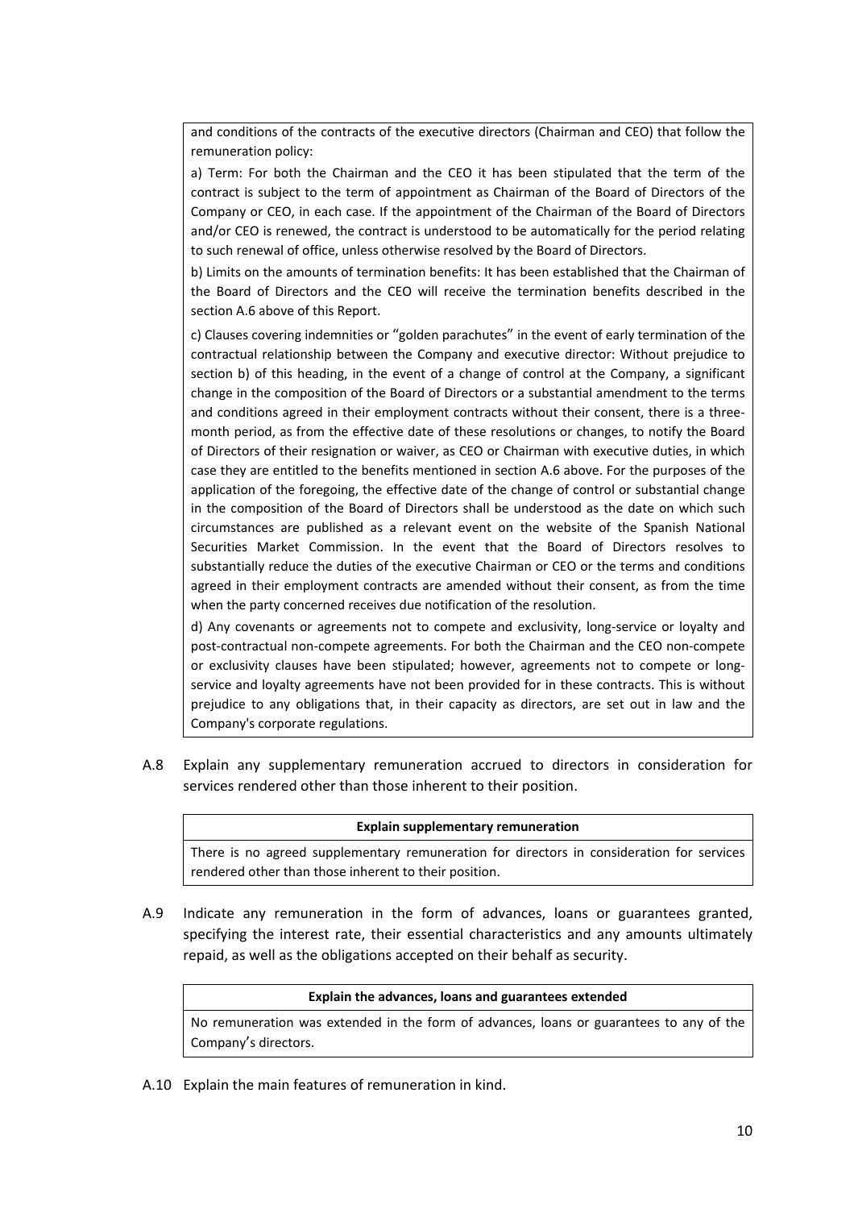and conditions of the contracts of the executive directors (Chairman and CEO) that follow the remuneration policy:

a) Term: For both the Chairman and the CEO it has been stipulated that the term of the contract is subject to the term of appointment as Chairman of the Board of Directors of the Company or CEO, in each case. If the appointment of the Chairman of the Board of Directors and/or CEO is renewed, the contract is understood to be automatically for the period relating to such renewal of office, unless otherwise resolved by the Board of Directors.

b) Limits on the amounts of termination benefits: It has been established that the Chairman of the Board of Directors and the CEO will receive the termination benefits described in the section A.6 above of this Report.

c) Clauses covering indemnities or "golden parachutes" in the event of early termination of the contractual relationship between the Company and executive director: Without prejudice to section b) of this heading, in the event of a change of control at the Company, a significant change in the composition of the Board of Directors or a substantial amendment to the terms and conditions agreed in their employment contracts without their consent, there is a three-month period, as from the effective date of these resolutions or changes, to notify the Board of Directors of their resignation or waiver, as CEO or Chairman with executive duties, in which case they are entitled to the benefits mentioned in section A.6 above. For the purposes of the application of the foregoing, the effective date of the change of control or substantial change in the composition of the Board of Directors shall be understood as the date on which such circumstances are published as a relevant event on the website of the Spanish National Securities Market Commission. In the event that the Board of Directors resolves to substantially reduce the duties of the executive Chairman or CEO or the terms and conditions agreed in their employment contracts are amended without their consent, as from the time when the party concerned receives due notification of the resolution.

d) Any covenants or agreements not to compete and exclusivity, long-service or loyalty and post-contractual non-compete agreements. For both the Chairman and the CEO non-compete or exclusivity clauses have been stipulated; however, agreements not to compete or long-service and loyalty agreements have not been provided for in these contracts. This is without prejudice to any obligations that, in their capacity as directors, are set out in law and the Company's corporate regulations.

A.8 Explain any supplementary remuneration accrued to directors in consideration for services rendered other than those inherent to their position.

| **Explain supplementary remuneration** |
|---|
| There is no agreed supplementary remuneration for directors in consideration for services rendered other than those inherent to their position. |

A.9 Indicate any remuneration in the form of advances, loans or guarantees granted, specifying the interest rate, their essential characteristics and any amounts ultimately repaid, as well as the obligations accepted on their behalf as security.

| **Explain the advances, loans and guarantees extended** |
|---|
| No remuneration was extended in the form of advances, loans or guarantees to any of the Company's directors. |

A.10 Explain the main features of remuneration in kind.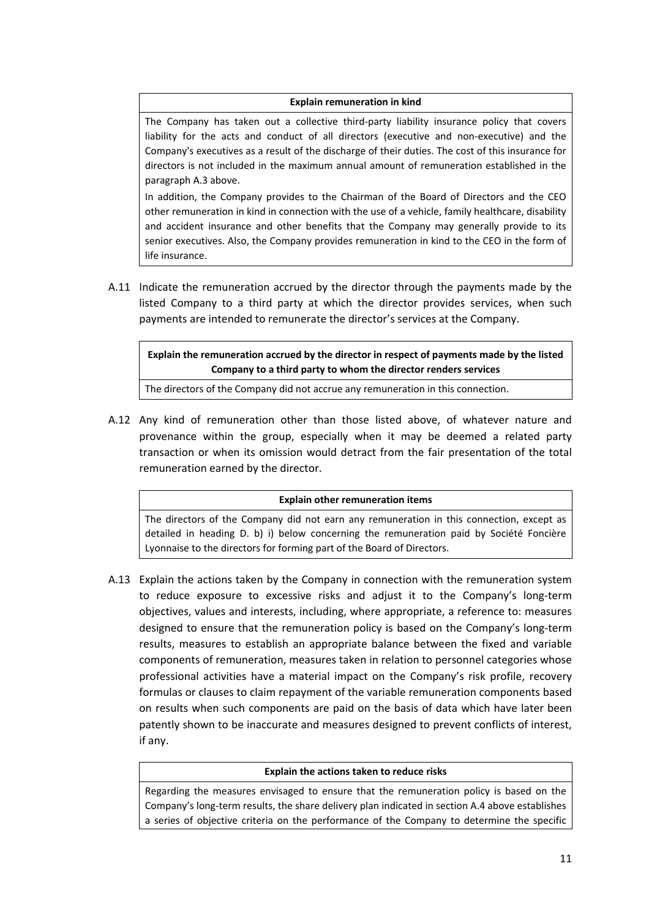| **Explain remuneration in kind** |
| --- |
| The Company has taken out a collective third-party liability insurance policy that covers liability for the acts and conduct of all directors (executive and non-executive) and the Company's executives as a result of the discharge of their duties. The cost of this insurance for directors is not included in the maximum annual amount of remuneration established in the paragraph A.3 above.<br>In addition, the Company provides to the Chairman of the Board of Directors and the CEO other remuneration in kind in connection with the use of a vehicle, family healthcare, disability and accident insurance and other benefits that the Company may generally provide to its senior executives. Also, the Company provides remuneration in kind to the CEO in the form of life insurance. |

A.11 Indicate the remuneration accrued by the director through the payments made by the listed Company to a third party at which the director provides services, when such payments are intended to remunerate the director's services at the Company.

| **Explain the remuneration accrued by the director in respect of payments made by the listed Company to a third party to whom the director renders services** |
| --- |
| The directors of the Company did not accrue any remuneration in this connection. |

A.12 Any kind of remuneration other than those listed above, of whatever nature and provenance within the group, especially when it may be deemed a related party transaction or when its omission would detract from the fair presentation of the total remuneration earned by the director.

| **Explain other remuneration items** |
| --- |
| The directors of the Company did not earn any remuneration in this connection, except as detailed in heading D. b) i) below concerning the remuneration paid by Société Foncière Lyonnaise to the directors for forming part of the Board of Directors. |

A.13 Explain the actions taken by the Company in connection with the remuneration system to reduce exposure to excessive risks and adjust it to the Company's long-term objectives, values and interests, including, where appropriate, a reference to: measures designed to ensure that the remuneration policy is based on the Company's long-term results, measures to establish an appropriate balance between the fixed and variable components of remuneration, measures taken in relation to personnel categories whose professional activities have a material impact on the Company's risk profile, recovery formulas or clauses to claim repayment of the variable remuneration components based on results when such components are paid on the basis of data which have later been patently shown to be inaccurate and measures designed to prevent conflicts of interest, if any.

| **Explain the actions taken to reduce risks** |
| --- |
| Regarding the measures envisaged to ensure that the remuneration policy is based on the Company's long-term results, the share delivery plan indicated in section A.4 above establishes a series of objective criteria on the performance of the Company to determine the specific |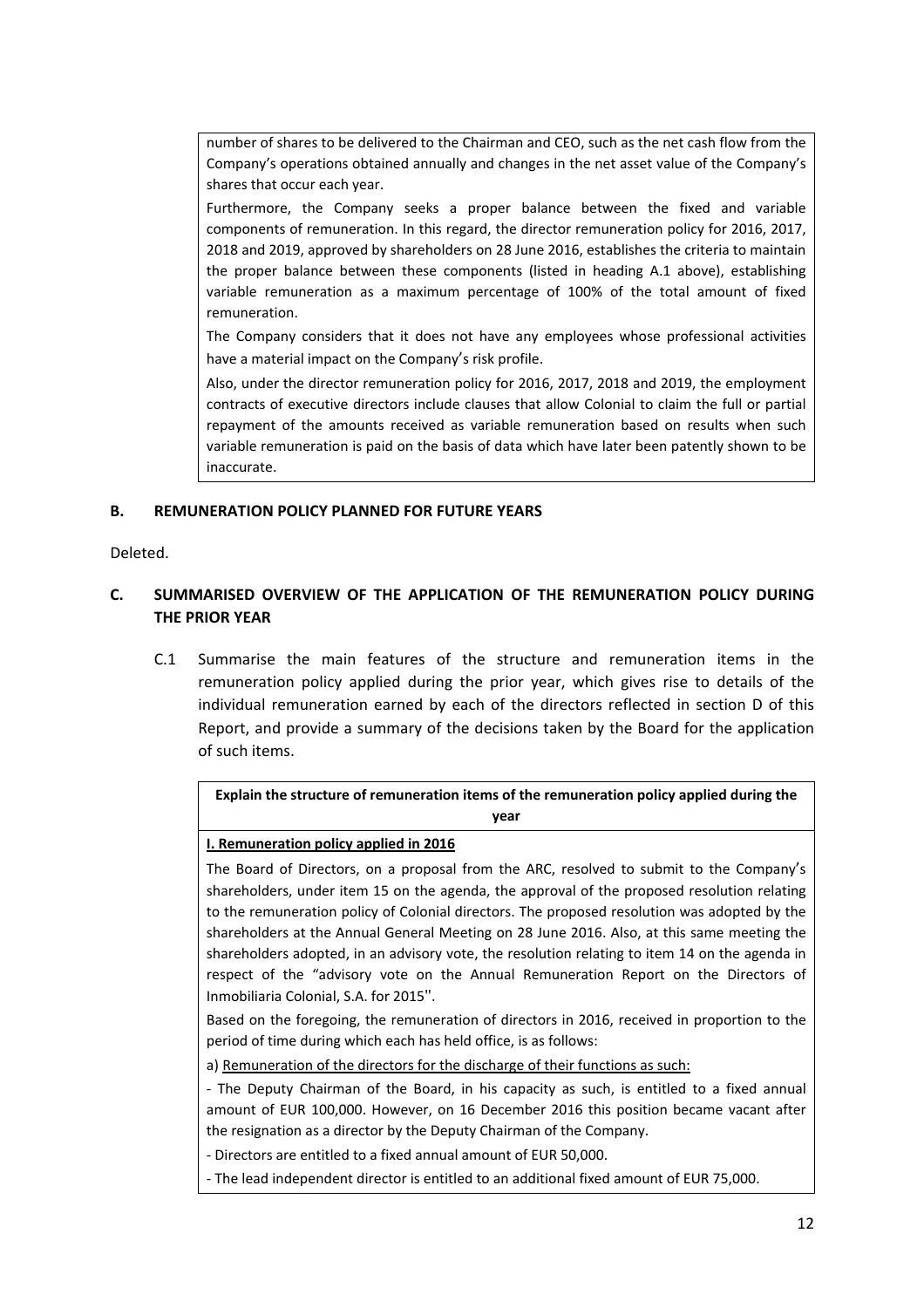number of shares to be delivered to the Chairman and CEO, such as the net cash flow from the Company's operations obtained annually and changes in the net asset value of the Company's shares that occur each year.

Furthermore, the Company seeks a proper balance between the fixed and variable components of remuneration. In this regard, the director remuneration policy for 2016, 2017, 2018 and 2019, approved by shareholders on 28 June 2016, establishes the criteria to maintain the proper balance between these components (listed in heading A.1 above), establishing variable remuneration as a maximum percentage of 100% of the total amount of fixed remuneration.

The Company considers that it does not have any employees whose professional activities have a material impact on the Company's risk profile.

Also, under the director remuneration policy for 2016, 2017, 2018 and 2019, the employment contracts of executive directors include clauses that allow Colonial to claim the full or partial repayment of the amounts received as variable remuneration based on results when such variable remuneration is paid on the basis of data which have later been patently shown to be inaccurate.

## B. REMUNERATION POLICY PLANNED FOR FUTURE YEARS

Deleted.

## C. SUMMARISED OVERVIEW OF THE APPLICATION OF THE REMUNERATION POLICY DURING THE PRIOR YEAR

C.1 Summarise the main features of the structure and remuneration items in the remuneration policy applied during the prior year, which gives rise to details of the individual remuneration earned by each of the directors reflected in section D of this Report, and provide a summary of the decisions taken by the Board for the application of such items.

**Explain the structure of remuneration items of the remuneration policy applied during the year**

**I. Remuneration policy applied in 2016**

The Board of Directors, on a proposal from the ARC, resolved to submit to the Company's shareholders, under item 15 on the agenda, the approval of the proposed resolution relating to the remuneration policy of Colonial directors. The proposed resolution was adopted by the shareholders at the Annual General Meeting on 28 June 2016. Also, at this same meeting the shareholders adopted, in an advisory vote, the resolution relating to item 14 on the agenda in respect of the "advisory vote on the Annual Remuneration Report on the Directors of Inmobiliaria Colonial, S.A. for 2015".

Based on the foregoing, the remuneration of directors in 2016, received in proportion to the period of time during which each has held office, is as follows:

a) Remuneration of the directors for the discharge of their functions as such:

- The Deputy Chairman of the Board, in his capacity as such, is entitled to a fixed annual amount of EUR 100,000. However, on 16 December 2016 this position became vacant after the resignation as a director by the Deputy Chairman of the Company.
- Directors are entitled to a fixed annual amount of EUR 50,000.
- The lead independent director is entitled to an additional fixed amount of EUR 75,000.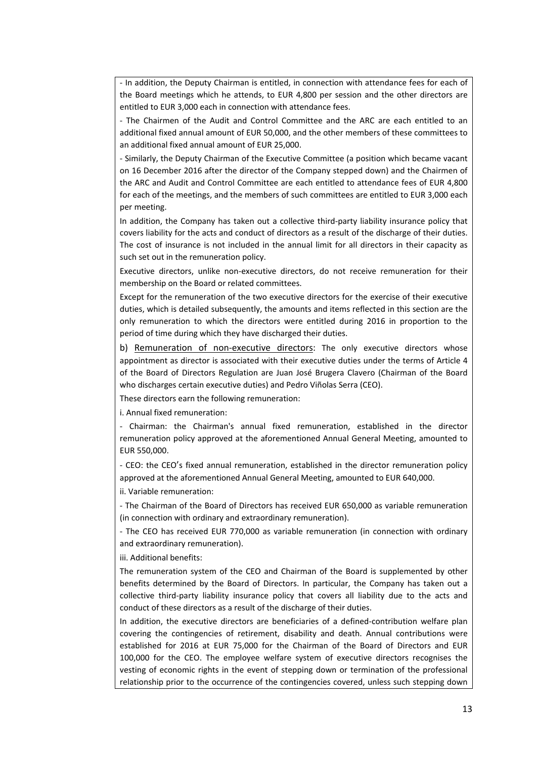- In addition, the Deputy Chairman is entitled, in connection with attendance fees for each of the Board meetings which he attends, to EUR 4,800 per session and the other directors are entitled to EUR 3,000 each in connection with attendance fees.

- The Chairmen of the Audit and Control Committee and the ARC are each entitled to an additional fixed annual amount of EUR 50,000, and the other members of these committees to an additional fixed annual amount of EUR 25,000.

- Similarly, the Deputy Chairman of the Executive Committee (a position which became vacant on 16 December 2016 after the director of the Company stepped down) and the Chairmen of the ARC and Audit and Control Committee are each entitled to attendance fees of EUR 4,800 for each of the meetings, and the members of such committees are entitled to EUR 3,000 each per meeting.

In addition, the Company has taken out a collective third-party liability insurance policy that covers liability for the acts and conduct of directors as a result of the discharge of their duties. The cost of insurance is not included in the annual limit for all directors in their capacity as such set out in the remuneration policy.

Executive directors, unlike non-executive directors, do not receive remuneration for their membership on the Board or related committees.

Except for the remuneration of the two executive directors for the exercise of their executive duties, which is detailed subsequently, the amounts and items reflected in this section are the only remuneration to which the directors were entitled during 2016 in proportion to the period of time during which they have discharged their duties.

b) Remuneration of non-executive directors: The only executive directors whose appointment as director is associated with their executive duties under the terms of Article 4 of the Board of Directors Regulation are Juan José Brugera Clavero (Chairman of the Board who discharges certain executive duties) and Pedro Viñolas Serra (CEO).

These directors earn the following remuneration:

i. Annual fixed remuneration:

- Chairman: the Chairman's annual fixed remuneration, established in the director remuneration policy approved at the aforementioned Annual General Meeting, amounted to EUR 550,000.

- CEO: the CEO's fixed annual remuneration, established in the director remuneration policy approved at the aforementioned Annual General Meeting, amounted to EUR 640,000.

ii. Variable remuneration:

- The Chairman of the Board of Directors has received EUR 650,000 as variable remuneration (in connection with ordinary and extraordinary remuneration).

- The CEO has received EUR 770,000 as variable remuneration (in connection with ordinary and extraordinary remuneration).

iii. Additional benefits:

The remuneration system of the CEO and Chairman of the Board is supplemented by other benefits determined by the Board of Directors. In particular, the Company has taken out a collective third-party liability insurance policy that covers all liability due to the acts and conduct of these directors as a result of the discharge of their duties.

In addition, the executive directors are beneficiaries of a defined-contribution welfare plan covering the contingencies of retirement, disability and death. Annual contributions were established for 2016 at EUR 75,000 for the Chairman of the Board of Directors and EUR 100,000 for the CEO. The employee welfare system of executive directors recognises the vesting of economic rights in the event of stepping down or termination of the professional relationship prior to the occurrence of the contingencies covered, unless such stepping down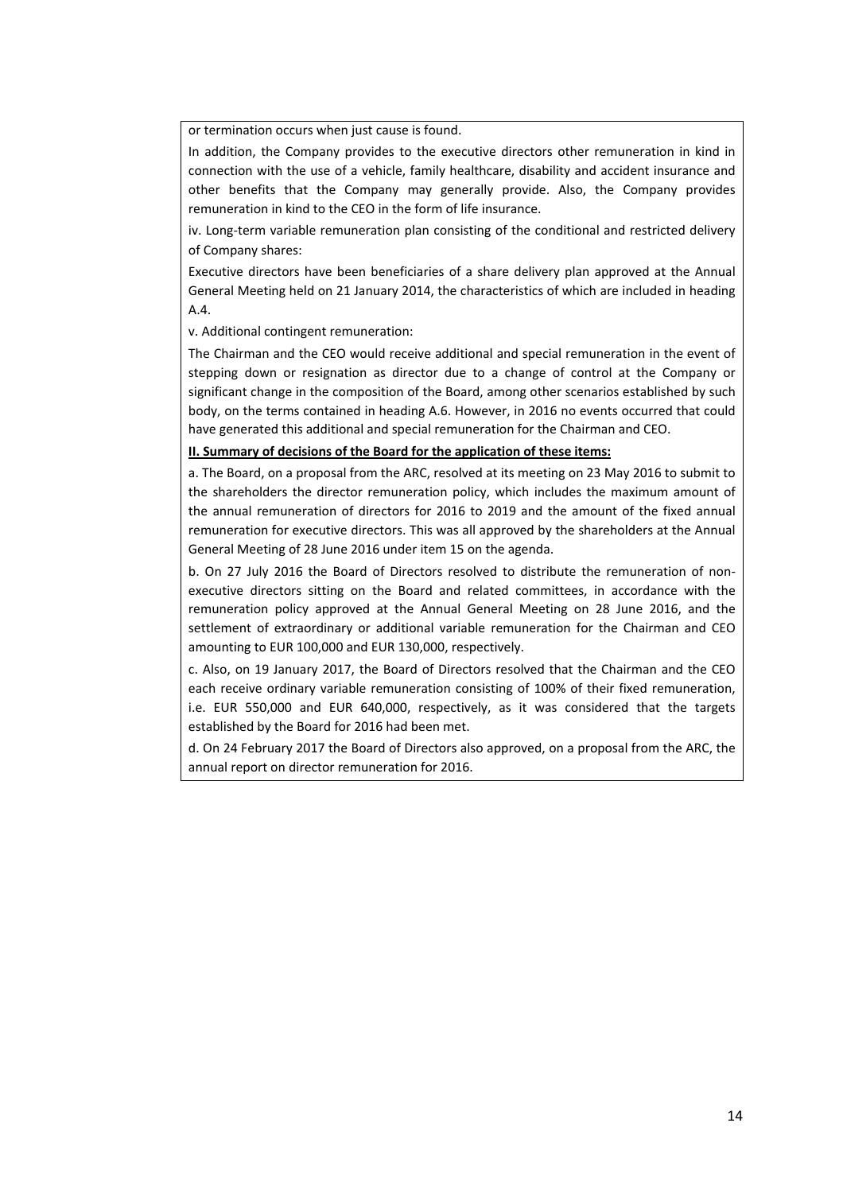or termination occurs when just cause is found.

In addition, the Company provides to the executive directors other remuneration in kind in connection with the use of a vehicle, family healthcare, disability and accident insurance and other benefits that the Company may generally provide. Also, the Company provides remuneration in kind to the CEO in the form of life insurance.

iv. Long-term variable remuneration plan consisting of the conditional and restricted delivery of Company shares:

Executive directors have been beneficiaries of a share delivery plan approved at the Annual General Meeting held on 21 January 2014, the characteristics of which are included in heading A.4.

v. Additional contingent remuneration:

The Chairman and the CEO would receive additional and special remuneration in the event of stepping down or resignation as director due to a change of control at the Company or significant change in the composition of the Board, among other scenarios established by such body, on the terms contained in heading A.6. However, in 2016 no events occurred that could have generated this additional and special remuneration for the Chairman and CEO.

**II. Summary of decisions of the Board for the application of these items:**

a. The Board, on a proposal from the ARC, resolved at its meeting on 23 May 2016 to submit to the shareholders the director remuneration policy, which includes the maximum amount of the annual remuneration of directors for 2016 to 2019 and the amount of the fixed annual remuneration for executive directors. This was all approved by the shareholders at the Annual General Meeting of 28 June 2016 under item 15 on the agenda.

b. On 27 July 2016 the Board of Directors resolved to distribute the remuneration of non-executive directors sitting on the Board and related committees, in accordance with the remuneration policy approved at the Annual General Meeting on 28 June 2016, and the settlement of extraordinary or additional variable remuneration for the Chairman and CEO amounting to EUR 100,000 and EUR 130,000, respectively.

c. Also, on 19 January 2017, the Board of Directors resolved that the Chairman and the CEO each receive ordinary variable remuneration consisting of 100% of their fixed remuneration, i.e. EUR 550,000 and EUR 640,000, respectively, as it was considered that the targets established by the Board for 2016 had been met.

d. On 24 February 2017 the Board of Directors also approved, on a proposal from the ARC, the annual report on director remuneration for 2016.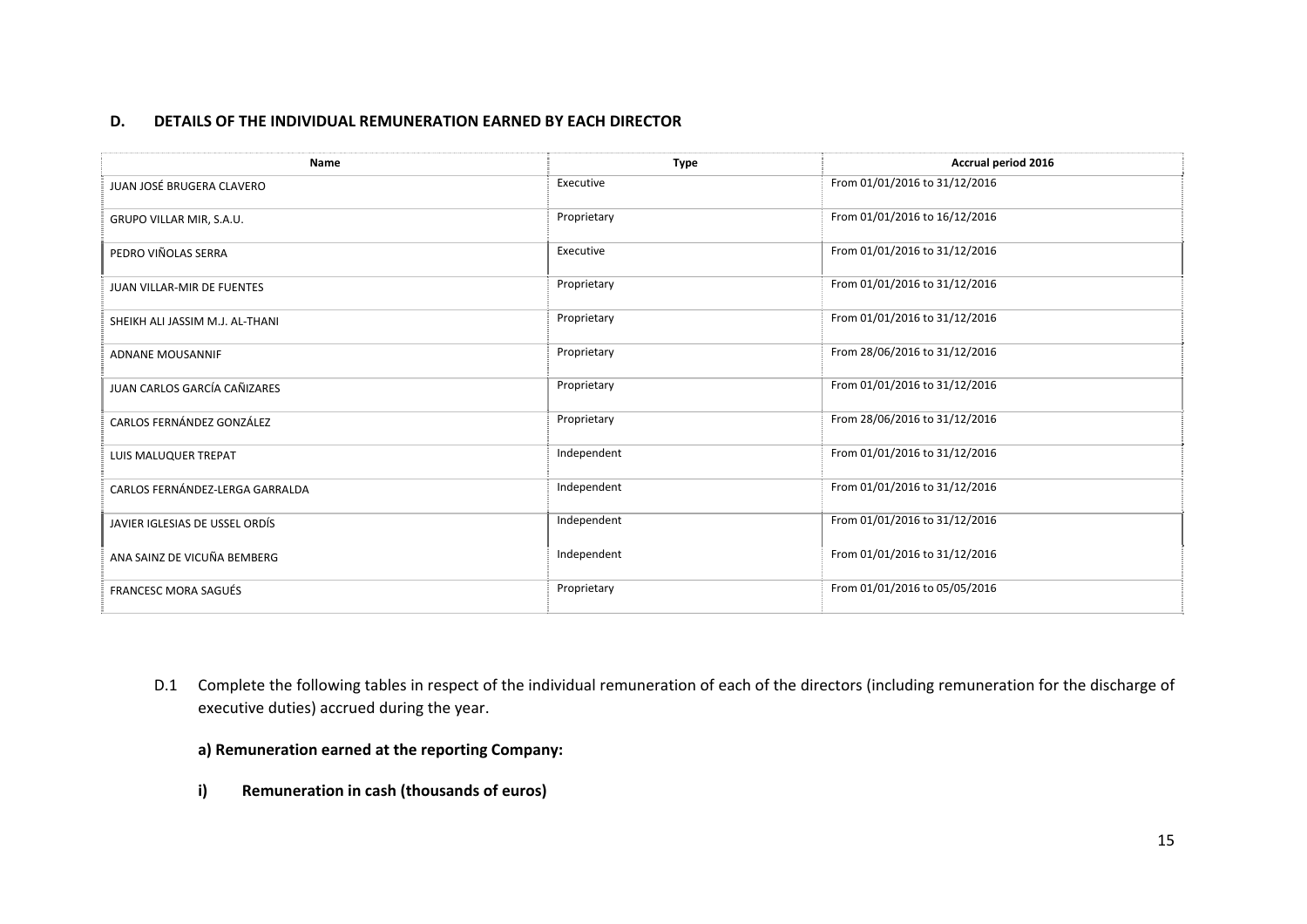## D. DETAILS OF THE INDIVIDUAL REMUNERATION EARNED BY EACH DIRECTOR

| Name | Type | Accrual period 2016 |
|---|---|---|
| JUAN JOSÉ BRUGERA CLAVERO | Executive | From 01/01/2016 to 31/12/2016 |
| GRUPO VILLAR MIR, S.A.U. | Proprietary | From 01/01/2016 to 16/12/2016 |
| PEDRO VIÑOLAS SERRA | Executive | From 01/01/2016 to 31/12/2016 |
| JUAN VILLAR-MIR DE FUENTES | Proprietary | From 01/01/2016 to 31/12/2016 |
| SHEIKH ALI JASSIM M.J. AL-THANI | Proprietary | From 01/01/2016 to 31/12/2016 |
| ADNANE MOUSANNIF | Proprietary | From 28/06/2016 to 31/12/2016 |
| JUAN CARLOS GARCÍA CAÑIZARES | Proprietary | From 01/01/2016 to 31/12/2016 |
| CARLOS FERNÁNDEZ GONZÁLEZ | Proprietary | From 28/06/2016 to 31/12/2016 |
| LUIS MALUQUER TREPAT | Independent | From 01/01/2016 to 31/12/2016 |
| CARLOS FERNÁNDEZ-LERGA GARRALDA | Independent | From 01/01/2016 to 31/12/2016 |
| JAVIER IGLESIAS DE USSEL ORDÍS | Independent | From 01/01/2016 to 31/12/2016 |
| ANA SAINZ DE VICUÑA BEMBERG | Independent | From 01/01/2016 to 31/12/2016 |
| FRANCESC MORA SAGUÉS | Proprietary | From 01/01/2016 to 05/05/2016 |

D.1 Complete the following tables in respect of the individual remuneration of each of the directors (including remuneration for the discharge of executive duties) accrued during the year.

**a) Remuneration earned at the reporting Company:**

**i) Remuneration in cash (thousands of euros)**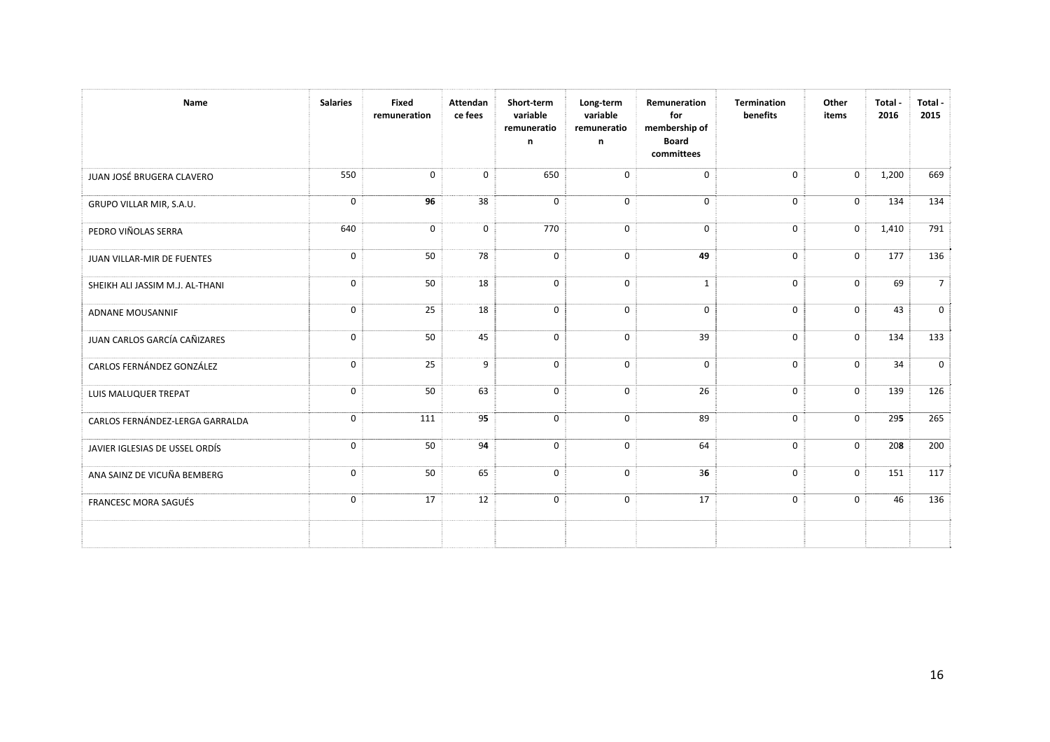| Name | Salaries | Fixed remuneration | Attendance fees | Short-term variable remuneration | Long-term variable remuneration | Remuneration for membership of Board committees | Termination benefits | Other items | Total - 2016 | Total - 2015 |
|---|---|---|---|---|---|---|---|---|---|---|
| JUAN JOSÉ BRUGERA CLAVERO | 550 | 0 | 0 | 650 | 0 | 0 | 0 | 0 | 1,200 | 669 |
| GRUPO VILLAR MIR, S.A.U. | 0 | **96** | 38 | 0 | 0 | 0 | 0 | 0 | 134 | 134 |
| PEDRO VIÑOLAS SERRA | 640 | 0 | 0 | 770 | 0 | 0 | 0 | 0 | 1,410 | 791 |
| JUAN VILLAR-MIR DE FUENTES | 0 | 50 | 78 | 0 | 0 | **49** | 0 | 0 | 177 | 136 |
| SHEIKH ALI JASSIM M.J. AL-THANI | 0 | 50 | 18 | 0 | 0 | 1 | 0 | 0 | 69 | 7 |
| ADNANE MOUSANNIF | 0 | 25 | 18 | 0 | 0 | 0 | 0 | 0 | 43 | 0 |
| JUAN CARLOS GARCÍA CAÑIZARES | 0 | 50 | 45 | 0 | 0 | 39 | 0 | 0 | 134 | 133 |
| CARLOS FERNÁNDEZ GONZÁLEZ | 0 | 25 | 9 | 0 | 0 | 0 | 0 | 0 | 34 | 0 |
| LUIS MALUQUER TREPAT | 0 | 50 | 63 | 0 | 0 | 26 | 0 | 0 | 139 | 126 |
| CARLOS FERNÁNDEZ-LERGA GARRALDA | 0 | 111 | 9**5** | 0 | 0 | 89 | 0 | 0 | 29**5** | 265 |
| JAVIER IGLESIAS DE USSEL ORDÍS | 0 | 50 | 9**4** | 0 | 0 | 64 | 0 | 0 | 20**8** | 200 |
| ANA SAINZ DE VICUÑA BEMBERG | 0 | 50 | 65 | 0 | 0 | 3**6** | 0 | 0 | 151 | 117 |
| FRANCESC MORA SAGUÉS | 0 | 17 | 12 | 0 | 0 | 17 | 0 | 0 | 46 | 136 |
| | | | | | | | | | | |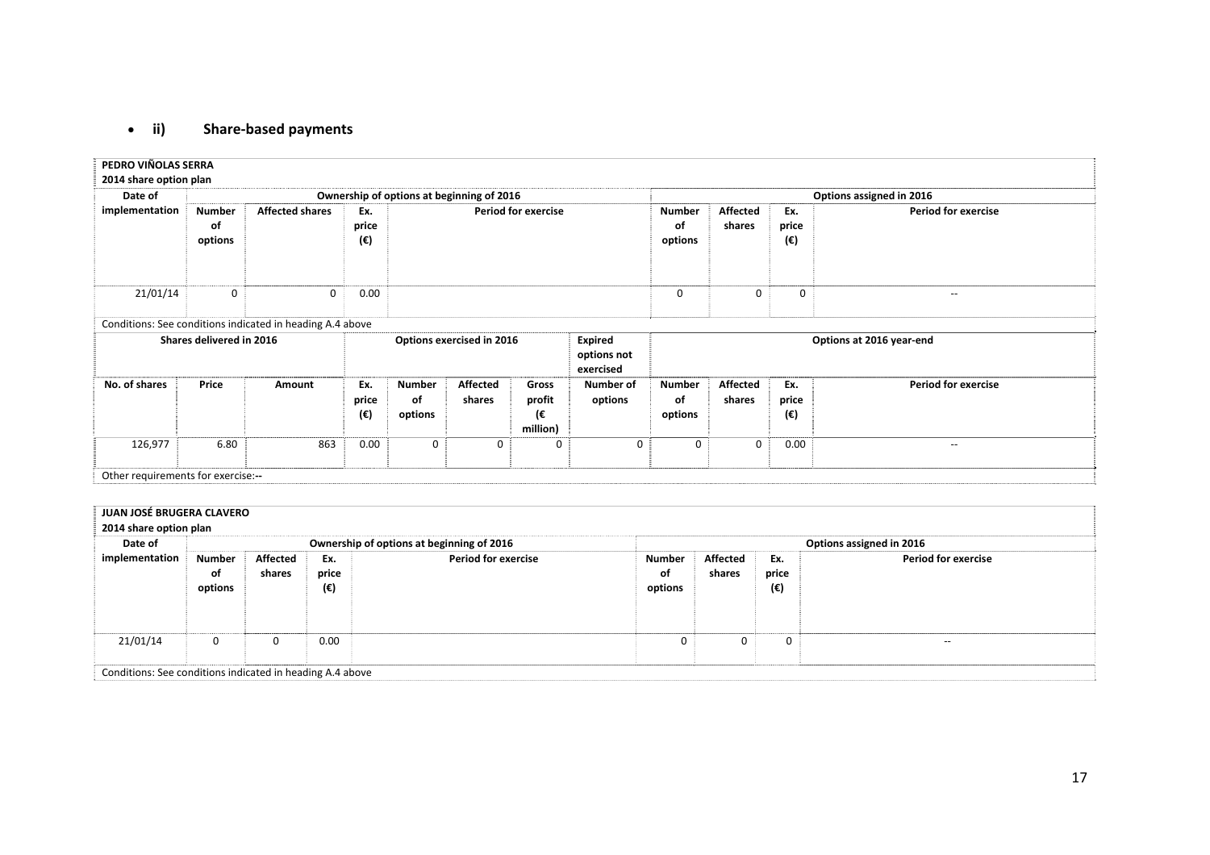- **ii) Share-based payments**

**PEDRO VIÑOLAS SERRA**

**2014 share option plan**

| Date of implementation | Ownership of options at beginning of 2016 | | | | Options assigned in 2016 | | | |
|---|---|---|---|---|---|---|---|---|
| | Number of options | Affected shares | Ex. price (€) | Period for exercise | Number of options | Affected shares | Ex. price (€) | Period for exercise |
| 21/01/14 | 0 | 0 | 0.00 | | 0 | 0 | 0 | -- |

Conditions: See conditions indicated in heading A.4 above

| Shares delivered in 2016 | | | Options exercised in 2016 | | | | Expired options not exercised | Options at 2016 year-end | | | |
|---|---|---|---|---|---|---|---|---|---|---|---|
| No. of shares | Price | Amount | Ex. price (€) | Number of options | Affected shares | Gross profit (€ million) | Number of options | Number of options | Affected shares | Ex. price (€) | Period for exercise |
| 126,977 | 6.80 | 863 | 0.00 | 0 | 0 | 0 | 0 | 0 | 0 | 0.00 | -- |

Other requirements for exercise:--

**JUAN JOSÉ BRUGERA CLAVERO**

**2014 share option plan**

| Date of implementation | Ownership of options at beginning of 2016 | | | | Options assigned in 2016 | | | |
|---|---|---|---|---|---|---|---|---|
| | Number of options | Affected shares | Ex. price (€) | Period for exercise | Number of options | Affected shares | Ex. price (€) | Period for exercise |
| 21/01/14 | 0 | 0 | 0.00 | | 0 | 0 | 0 | -- |

Conditions: See conditions indicated in heading A.4 above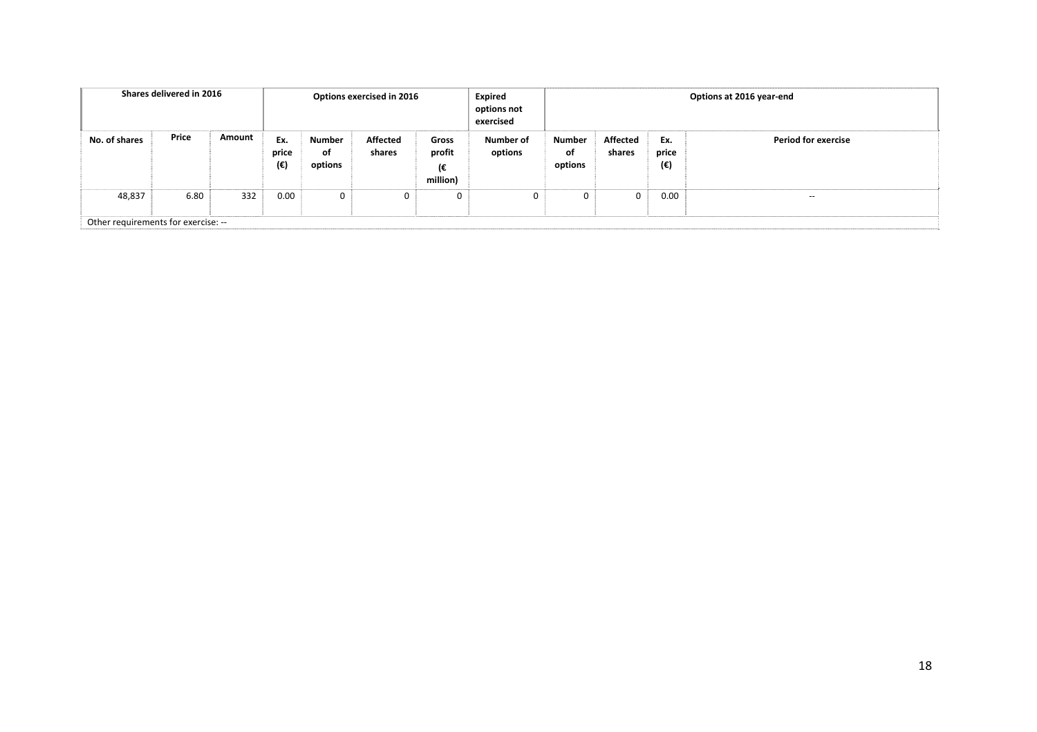| Shares delivered in 2016 | | | Options exercised in 2016 | | | | Expired options not exercised | Options at 2016 year-end | | | |
|---|---|---|---|---|---|---|---|---|---|---|---|
| No. of shares | Price | Amount | Ex. price (€) | Number of options | Affected shares | Gross profit (€ million) | Number of options | Number of options | Affected shares | Ex. price (€) | Period for exercise |
| 48,837 | 6.80 | 332 | 0.00 | 0 | 0 | 0 | 0 | 0 | 0 | 0.00 | -- |
| Other requirements for exercise: -- | | | | | | | | | | | |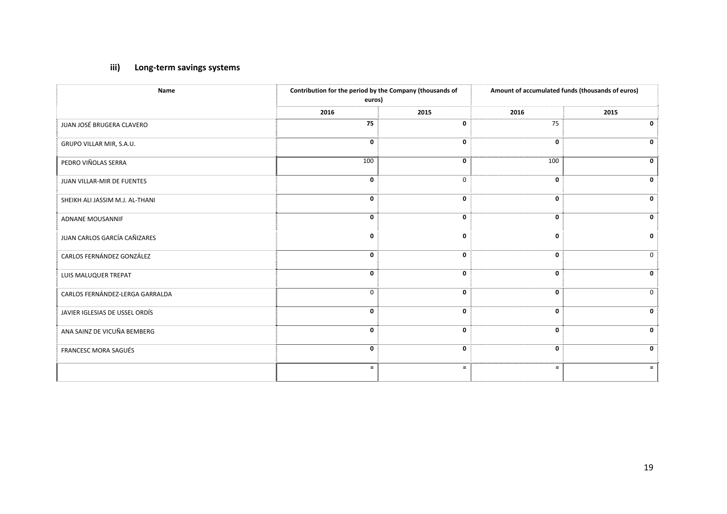### iii) Long-term savings systems

| Name | Contribution for the period by the Company (thousands of euros) | | Amount of accumulated funds (thousands of euros) | |
|---|---|---|---|---|
| | 2016 | 2015 | 2016 | 2015 |
| JUAN JOSÉ BRUGERA CLAVERO | 75 | 0 | 75 | 0 |
| GRUPO VILLAR MIR, S.A.U. | 0 | 0 | 0 | 0 |
| PEDRO VIÑOLAS SERRA | 100 | 0 | 100 | 0 |
| JUAN VILLAR-MIR DE FUENTES | 0 | 0 | 0 | 0 |
| SHEIKH ALI JASSIM M.J. AL-THANI | 0 | 0 | 0 | 0 |
| ADNANE MOUSANNIF | 0 | 0 | 0 | 0 |
| JUAN CARLOS GARCÍA CAÑIZARES | 0 | 0 | 0 | 0 |
| CARLOS FERNÁNDEZ GONZÁLEZ | 0 | 0 | 0 | 0 |
| LUIS MALUQUER TREPAT | 0 | 0 | 0 | 0 |
| CARLOS FERNÁNDEZ-LERGA GARRALDA | 0 | 0 | 0 | 0 |
| JAVIER IGLESIAS DE USSEL ORDÍS | 0 | 0 | 0 | 0 |
| ANA SAINZ DE VICUÑA BEMBERG | 0 | 0 | 0 | 0 |
| FRANCESC MORA SAGUÉS | 0 | 0 | 0 | 0 |
| | = | = | = | = |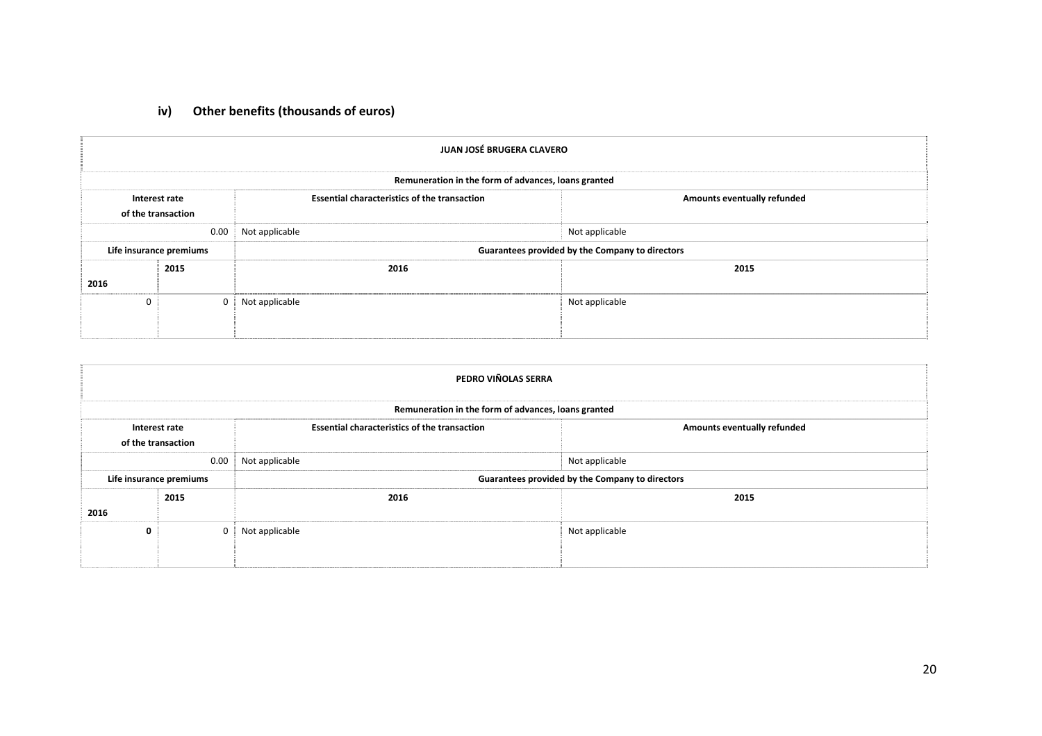### iv) Other benefits (thousands of euros)

| JUAN JOSÉ BRUGERA CLAVERO | | | |
|---|---|---|---|
| **Remuneration in the form of advances, loans granted** | | | |
| **Interest rate of the transaction** | | **Essential characteristics of the transaction** | **Amounts eventually refunded** |
| 0.00 | | Not applicable | Not applicable |
| **Life insurance premiums** | | **Guarantees provided by the Company to directors** | |
| **2016** | **2015** | **2016** | **2015** |
| 0 | 0 | Not applicable | Not applicable |

| PEDRO VIÑOLAS SERRA | | | |
|---|---|---|---|
| **Remuneration in the form of advances, loans granted** | | | |
| **Interest rate of the transaction** | | **Essential characteristics of the transaction** | **Amounts eventually refunded** |
| 0.00 | | Not applicable | Not applicable |
| **Life insurance premiums** | | **Guarantees provided by the Company to directors** | |
| **2016** | **2015** | **2016** | **2015** |
| **0** | 0 | Not applicable | Not applicable |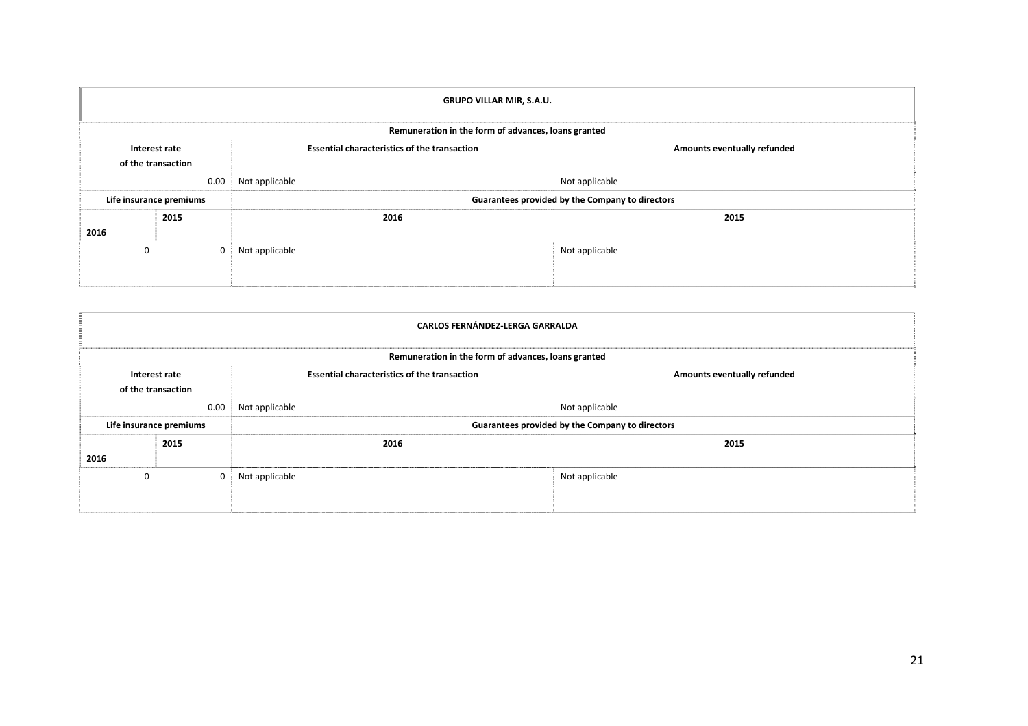| GRUPO VILLAR MIR, S.A.U. | | | |
|---|---|---|---|
| Remuneration in the form of advances, loans granted | | | |
| Interest rate of the transaction | | Essential characteristics of the transaction | Amounts eventually refunded |
| 0.00 | | Not applicable | Not applicable |
| Life insurance premiums | | Guarantees provided by the Company to directors | |
| 2016 | 2015 | 2016 | 2015 |
| 0 | 0 | Not applicable | Not applicable |

| CARLOS FERNÁNDEZ-LERGA GARRALDA | | | |
|---|---|---|---|
| Remuneration in the form of advances, loans granted | | | |
| Interest rate of the transaction | | Essential characteristics of the transaction | Amounts eventually refunded |
| 0.00 | | Not applicable | Not applicable |
| Life insurance premiums | | Guarantees provided by the Company to directors | |
| 2016 | 2015 | 2016 | 2015 |
| 0 | 0 | Not applicable | Not applicable |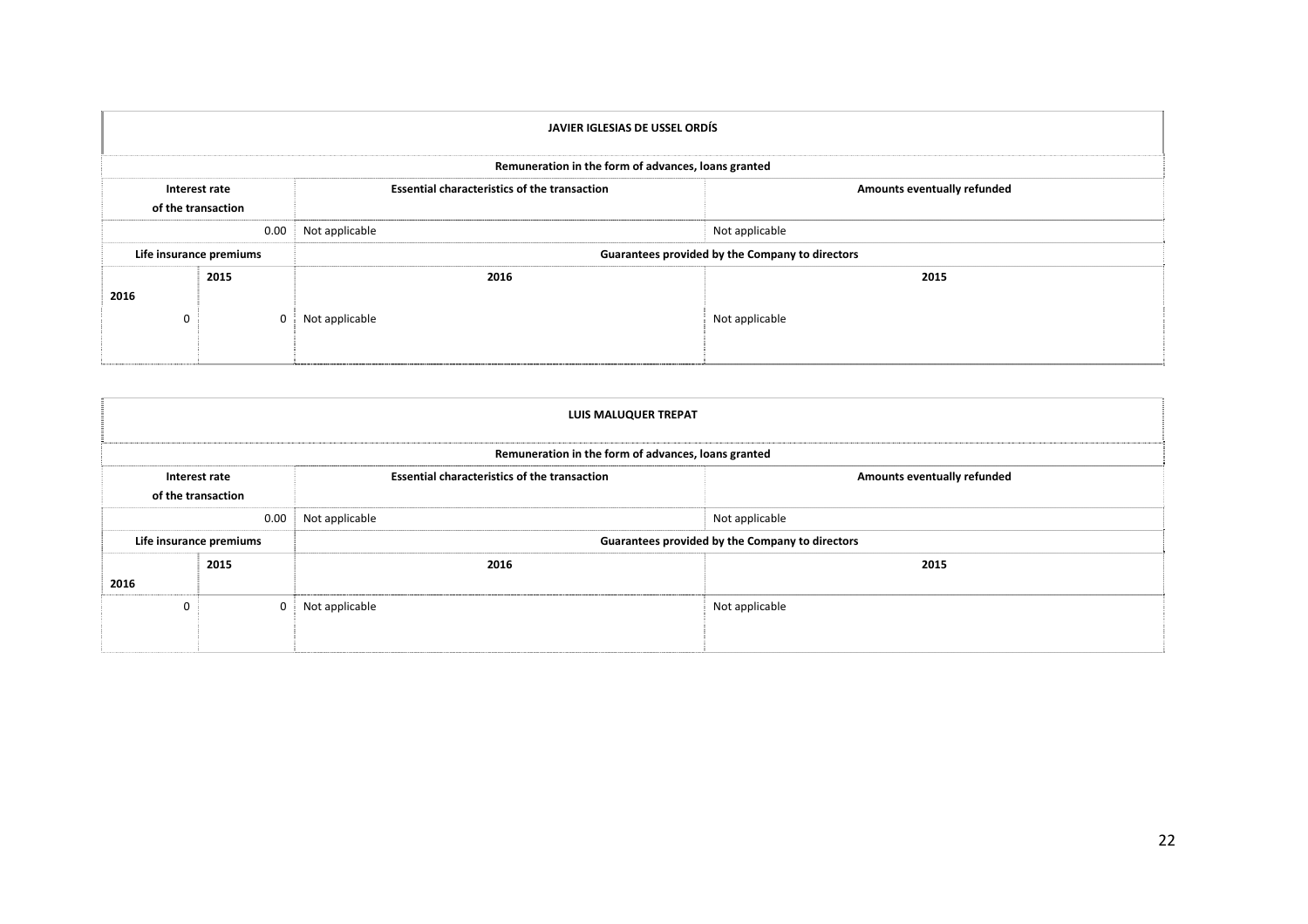| JAVIER IGLESIAS DE USSEL ORDÍS | | | |
|---|---|---|---|
| Remuneration in the form of advances, loans granted | | | |
| Interest rate of the transaction | | Essential characteristics of the transaction | Amounts eventually refunded |
| 0.00 | | Not applicable | Not applicable |
| Life insurance premiums | | Guarantees provided by the Company to directors | |
| 2016 | 2015 | 2016 | 2015 |
| 0 | 0 | Not applicable | Not applicable |

| LUIS MALUQUER TREPAT | | | |
|---|---|---|---|
| Remuneration in the form of advances, loans granted | | | |
| Interest rate of the transaction | | Essential characteristics of the transaction | Amounts eventually refunded |
| 0.00 | | Not applicable | Not applicable |
| Life insurance premiums | | Guarantees provided by the Company to directors | |
| 2016 | 2015 | 2016 | 2015 |
| 0 | 0 | Not applicable | Not applicable |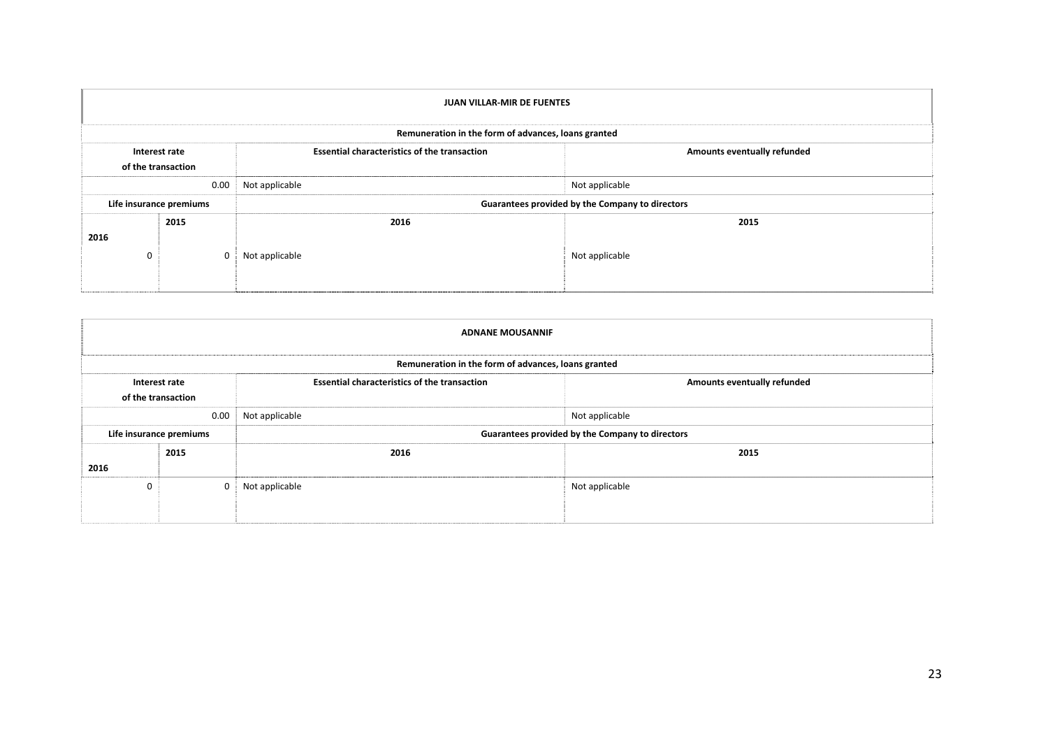| JUAN VILLAR-MIR DE FUENTES | | | |
|---|---|---|---|
| Remuneration in the form of advances, loans granted | | | |
| Interest rate of the transaction | | Essential characteristics of the transaction | Amounts eventually refunded |
| 0.00 | | Not applicable | Not applicable |
| Life insurance premiums | | Guarantees provided by the Company to directors | |
| 2016 | 2015 | 2016 | 2015 |
| 0 | 0 | Not applicable | Not applicable |

| ADNANE MOUSANNIF | | | |
|---|---|---|---|
| Remuneration in the form of advances, loans granted | | | |
| Interest rate of the transaction | | Essential characteristics of the transaction | Amounts eventually refunded |
| 0.00 | | Not applicable | Not applicable |
| Life insurance premiums | | Guarantees provided by the Company to directors | |
| 2016 | 2015 | 2016 | 2015 |
| 0 | 0 | Not applicable | Not applicable |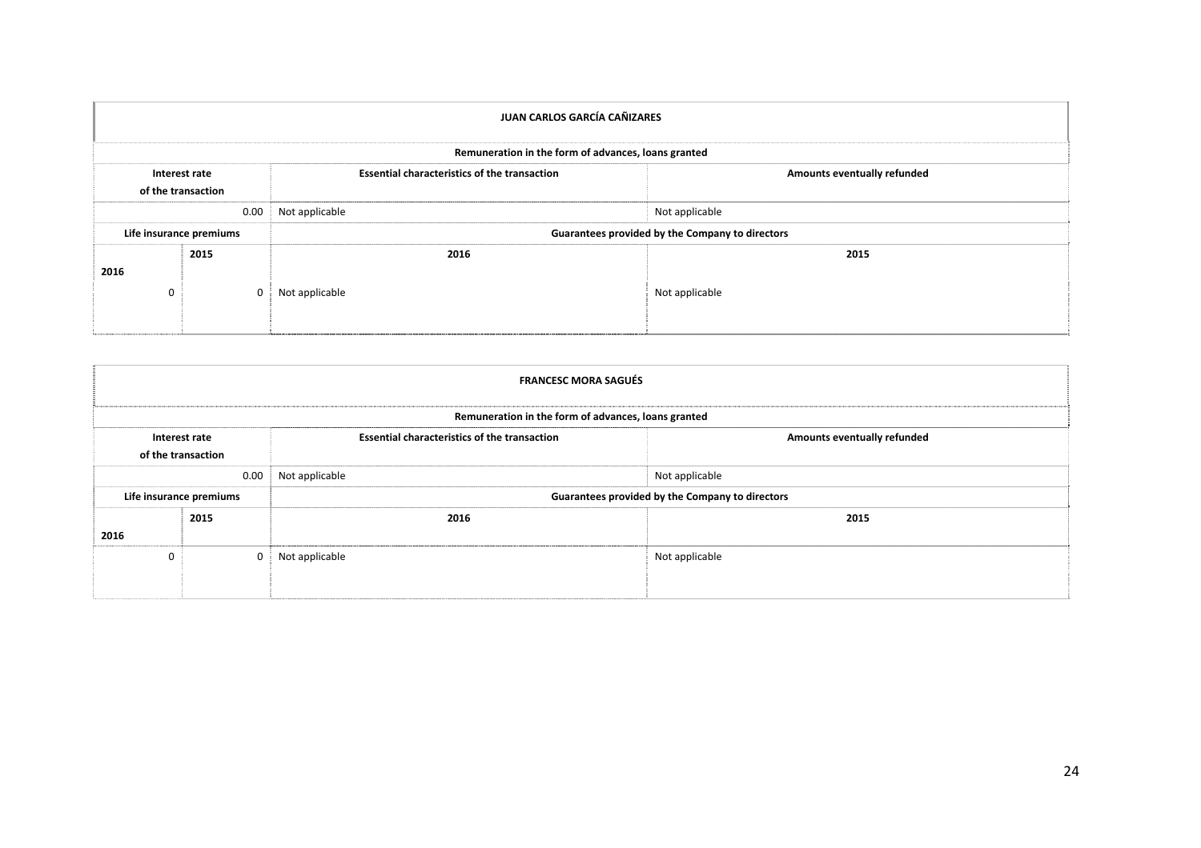| JUAN CARLOS GARCÍA CAÑIZARES | | | |
|---|---|---|---|
| Remuneration in the form of advances, loans granted | | | |
| Interest rate of the transaction | | Essential characteristics of the transaction | Amounts eventually refunded |
| 0.00 | | Not applicable | Not applicable |
| Life insurance premiums | | Guarantees provided by the Company to directors | |
| 2016 | 2015 | 2016 | 2015 |
| 0 | 0 | Not applicable | Not applicable |

| FRANCESC MORA SAGUÉS | | | |
|---|---|---|---|
| Remuneration in the form of advances, loans granted | | | |
| Interest rate of the transaction | | Essential characteristics of the transaction | Amounts eventually refunded |
| 0.00 | | Not applicable | Not applicable |
| Life insurance premiums | | Guarantees provided by the Company to directors | |
| 2016 | 2015 | 2016 | 2015 |
| 0 | 0 | Not applicable | Not applicable |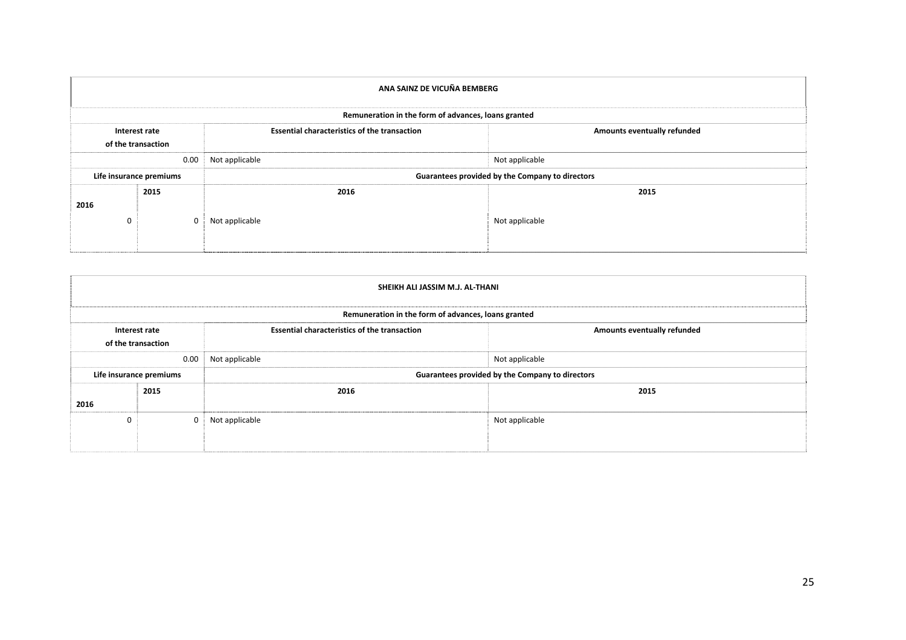| ANA SAINZ DE VICUÑA BEMBERG | | | |
|---|---|---|---|
| **Remuneration in the form of advances, loans granted** | | | |
| **Interest rate of the transaction** | | **Essential characteristics of the transaction** | **Amounts eventually refunded** |
| 0.00 | | Not applicable | Not applicable |
| **Life insurance premiums** | | **Guarantees provided by the Company to directors** | |
| **2016** | **2015** | **2016** | **2015** |
| 0 | 0 | Not applicable | Not applicable |

| SHEIKH ALI JASSIM M.J. AL-THANI | | | |
|---|---|---|---|
| **Remuneration in the form of advances, loans granted** | | | |
| **Interest rate of the transaction** | | **Essential characteristics of the transaction** | **Amounts eventually refunded** |
| 0.00 | | Not applicable | Not applicable |
| **Life insurance premiums** | | **Guarantees provided by the Company to directors** | |
| **2016** | **2015** | **2016** | **2015** |
| 0 | 0 | Not applicable | Not applicable |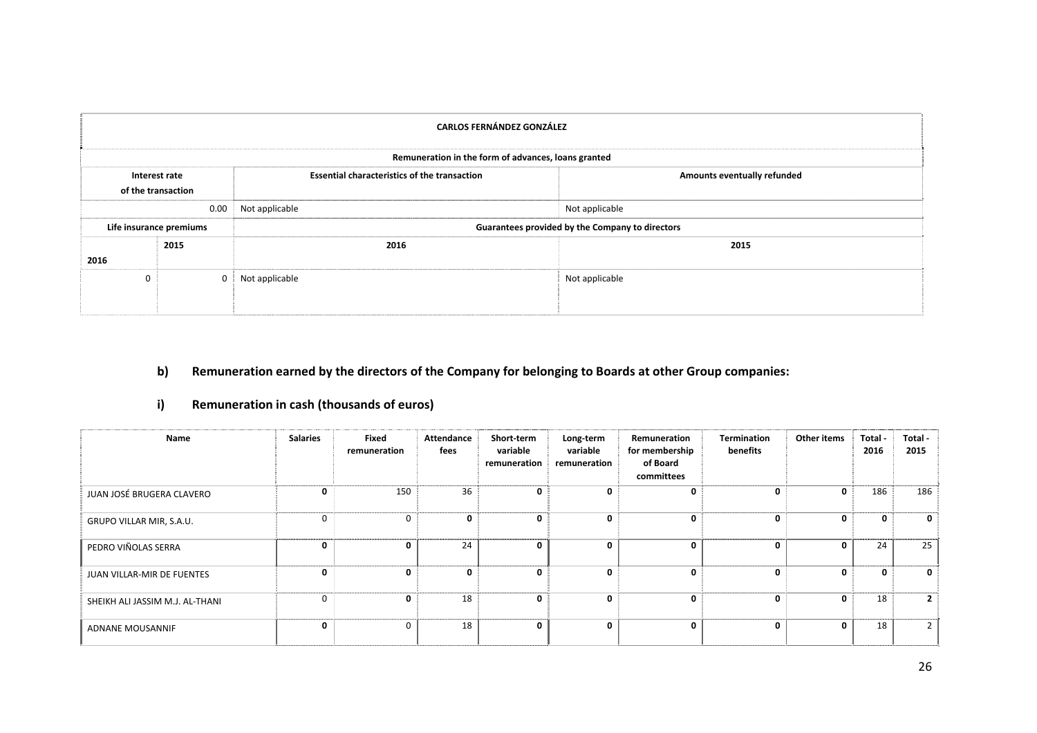| CARLOS FERNÁNDEZ GONZÁLEZ | | | |
|---|---|---|---|
| Remuneration in the form of advances, loans granted | | | |
| Interest rate of the transaction | | Essential characteristics of the transaction | Amounts eventually refunded |
| 0.00 | | Not applicable | Not applicable |
| Life insurance premiums | | Guarantees provided by the Company to directors | |
| 2016 | 2015 | 2016 | 2015 |
| 0 | 0 | Not applicable | Not applicable |

## b) Remuneration earned by the directors of the Company for belonging to Boards at other Group companies:

### i) Remuneration in cash (thousands of euros)

| Name | Salaries | Fixed remuneration | Attendance fees | Short-term variable remuneration | Long-term variable remuneration | Remuneration for membership of Board committees | Termination benefits | Other items | Total - 2016 | Total - 2015 |
|---|---|---|---|---|---|---|---|---|---|---|
| JUAN JOSÉ BRUGERA CLAVERO | **0** | 150 | 36 | **0** | **0** | **0** | **0** | **0** | 186 | 186 |
| GRUPO VILLAR MIR, S.A.U. | 0 | 0 | **0** | **0** | **0** | **0** | **0** | **0** | **0** | **0** |
| PEDRO VIÑOLAS SERRA | **0** | **0** | 24 | **0** | **0** | **0** | **0** | **0** | 24 | 25 |
| JUAN VILLAR-MIR DE FUENTES | **0** | **0** | **0** | **0** | **0** | **0** | **0** | **0** | **0** | **0** |
| SHEIKH ALI JASSIM M.J. AL-THANI | 0 | **0** | 18 | **0** | **0** | **0** | **0** | **0** | 18 | **2** |
| ADNANE MOUSANNIF | **0** | 0 | 18 | **0** | **0** | **0** | **0** | **0** | 18 | 2 |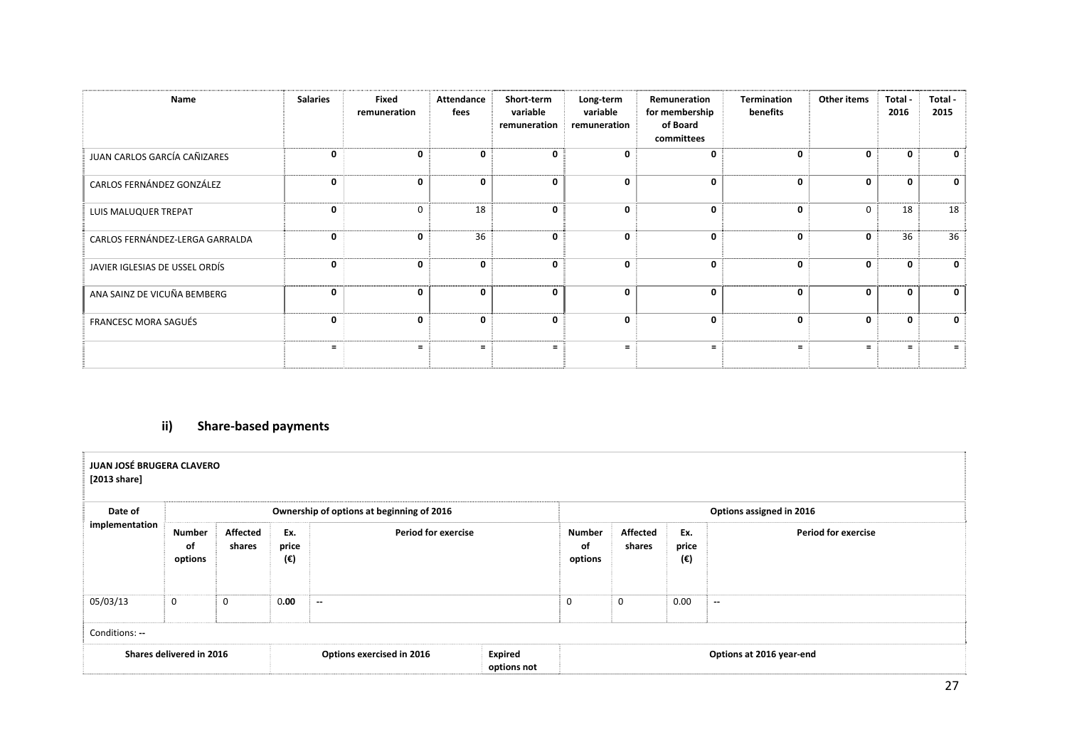| Name | Salaries | Fixed remuneration | Attendance fees | Short-term variable remuneration | Long-term variable remuneration | Remuneration for membership of Board committees | Termination benefits | Other items | Total - 2016 | Total - 2015 |
|---|---|---|---|---|---|---|---|---|---|---|
| JUAN CARLOS GARCÍA CAÑIZARES | 0 | 0 | 0 | 0 | 0 | 0 | 0 | 0 | 0 | 0 |
| CARLOS FERNÁNDEZ GONZÁLEZ | 0 | 0 | 0 | 0 | 0 | 0 | 0 | 0 | 0 | 0 |
| LUIS MALUQUER TREPAT | 0 | 0 | 18 | 0 | 0 | 0 | 0 | 0 | 18 | 18 |
| CARLOS FERNÁNDEZ-LERGA GARRALDA | 0 | 0 | 36 | 0 | 0 | 0 | 0 | 0 | 36 | 36 |
| JAVIER IGLESIAS DE USSEL ORDÍS | 0 | 0 | 0 | 0 | 0 | 0 | 0 | 0 | 0 | 0 |
| ANA SAINZ DE VICUÑA BEMBERG | 0 | 0 | 0 | 0 | 0 | 0 | 0 | 0 | 0 | 0 |
| FRANCESC MORA SAGUÉS | 0 | 0 | 0 | 0 | 0 | 0 | 0 | 0 | 0 | 0 |
| | = | = | = | = | = | = | = | = | = | = |

### ii) Share-based payments

**JUAN JOSÉ BRUGERA CLAVERO**
**[2013 share]**

| Date of implementation | Ownership of options at beginning of 2016 | | | | Options assigned in 2016 | | | |
|---|---|---|---|---|---|---|---|---|
| | Number of options | Affected shares | Ex. price (€) | Period for exercise | Number of options | Affected shares | Ex. price (€) | Period for exercise |
| 05/03/13 | 0 | 0 | 0.00 | -- | 0 | 0 | 0.00 | -- |

Conditions: --

| Shares delivered in 2016 | Options exercised in 2016 | Expired options not | Options at 2016 year-end |
|---|---|---|---|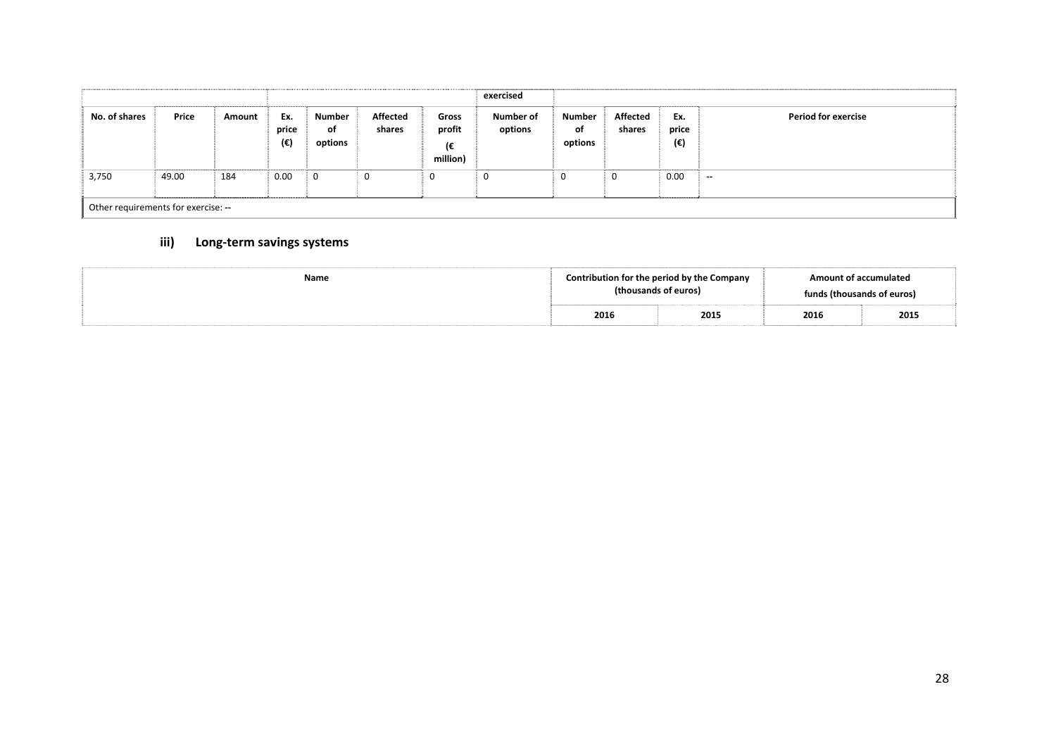| | | | | | | | exercised | | | | |
|---|---|---|---|---|---|---|---|---|---|---|---|
| No. of shares | Price | Amount | Ex. price (€) | Number of options | Affected shares | Gross profit (€ million) | Number of options | Number of options | Affected shares | Ex. price (€) | Period for exercise |
| 3,750 | 49.00 | 184 | 0.00 | 0 | 0 | 0 | 0 | 0 | 0 | 0.00 | -- |
| Other requirements for exercise: -- | | | | | | | | | | | |

### iii) Long-term savings systems

| Name | Contribution for the period by the Company (thousands of euros) | | Amount of accumulated funds (thousands of euros) | |
|---|---|---|---|---|
| | 2016 | 2015 | 2016 | 2015 |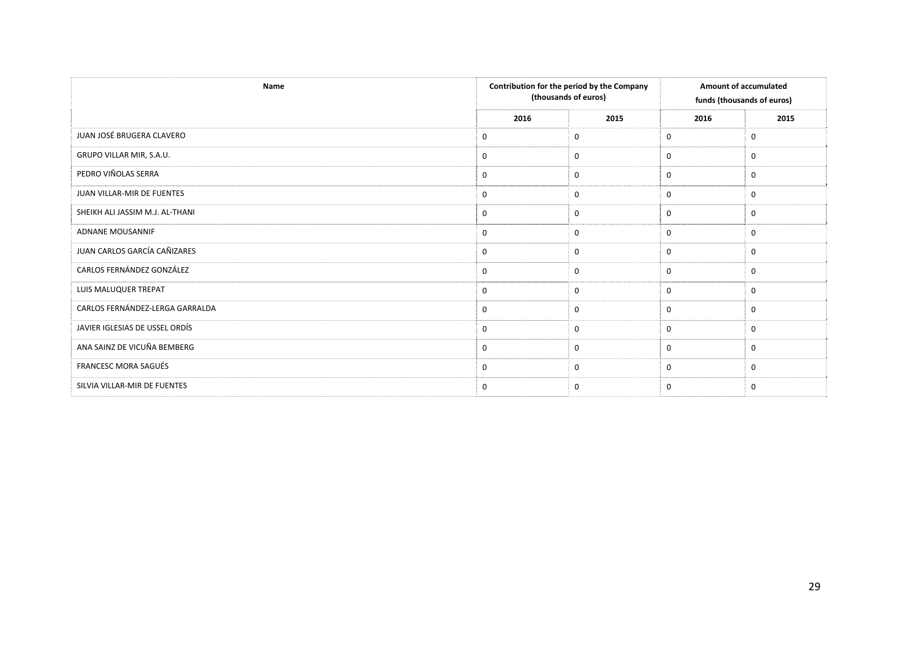| Name | Contribution for the period by the Company (thousands of euros) | | Amount of accumulated funds (thousands of euros) | |
|---|---|---|---|---|
| | 2016 | 2015 | 2016 | 2015 |
| JUAN JOSÉ BRUGERA CLAVERO | 0 | 0 | 0 | 0 |
| GRUPO VILLAR MIR, S.A.U. | 0 | 0 | 0 | 0 |
| PEDRO VIÑOLAS SERRA | 0 | 0 | 0 | 0 |
| JUAN VILLAR-MIR DE FUENTES | 0 | 0 | 0 | 0 |
| SHEIKH ALI JASSIM M.J. AL-THANI | 0 | 0 | 0 | 0 |
| ADNANE MOUSANNIF | 0 | 0 | 0 | 0 |
| JUAN CARLOS GARCÍA CAÑIZARES | 0 | 0 | 0 | 0 |
| CARLOS FERNÁNDEZ GONZÁLEZ | 0 | 0 | 0 | 0 |
| LUIS MALUQUER TREPAT | 0 | 0 | 0 | 0 |
| CARLOS FERNÁNDEZ-LERGA GARRALDA | 0 | 0 | 0 | 0 |
| JAVIER IGLESIAS DE USSEL ORDÍS | 0 | 0 | 0 | 0 |
| ANA SAINZ DE VICUÑA BEMBERG | 0 | 0 | 0 | 0 |
| FRANCESC MORA SAGUÉS | 0 | 0 | 0 | 0 |
| SILVIA VILLAR-MIR DE FUENTES | 0 | 0 | 0 | 0 |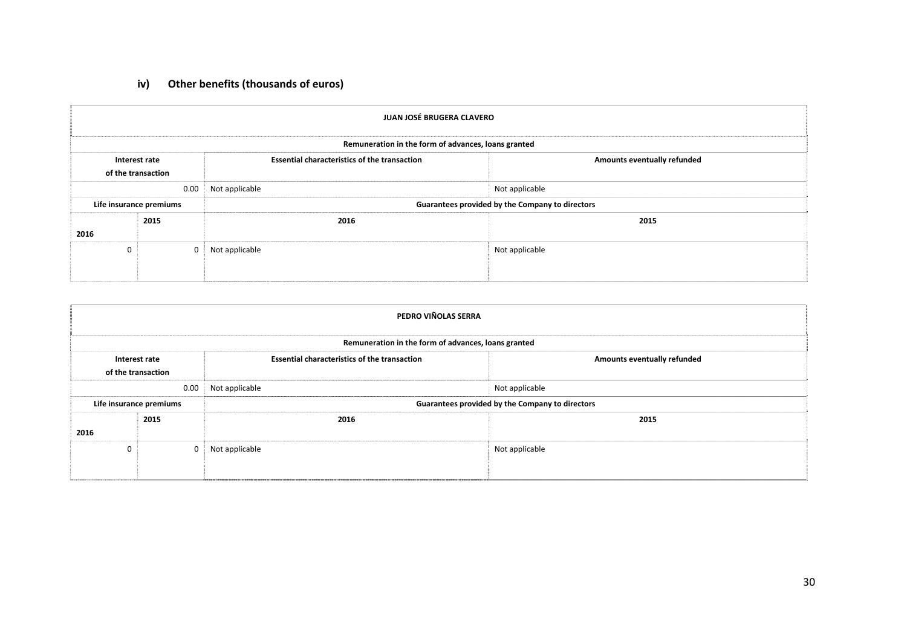### iv) Other benefits (thousands of euros)

| JUAN JOSÉ BRUGERA CLAVERO | | | |
|---|---|---|---|
| Remuneration in the form of advances, loans granted | | | |
| Interest rate of the transaction | | Essential characteristics of the transaction | Amounts eventually refunded |
| 0.00 | | Not applicable | Not applicable |
| Life insurance premiums | | Guarantees provided by the Company to directors | |
| 2016 | 2015 | 2016 | 2015 |
| 0 | 0 | Not applicable | Not applicable |

| PEDRO VIÑOLAS SERRA | | | |
|---|---|---|---|
| Remuneration in the form of advances, loans granted | | | |
| Interest rate of the transaction | | Essential characteristics of the transaction | Amounts eventually refunded |
| 0.00 | | Not applicable | Not applicable |
| Life insurance premiums | | Guarantees provided by the Company to directors | |
| 2016 | 2015 | 2016 | 2015 |
| 0 | 0 | Not applicable | Not applicable |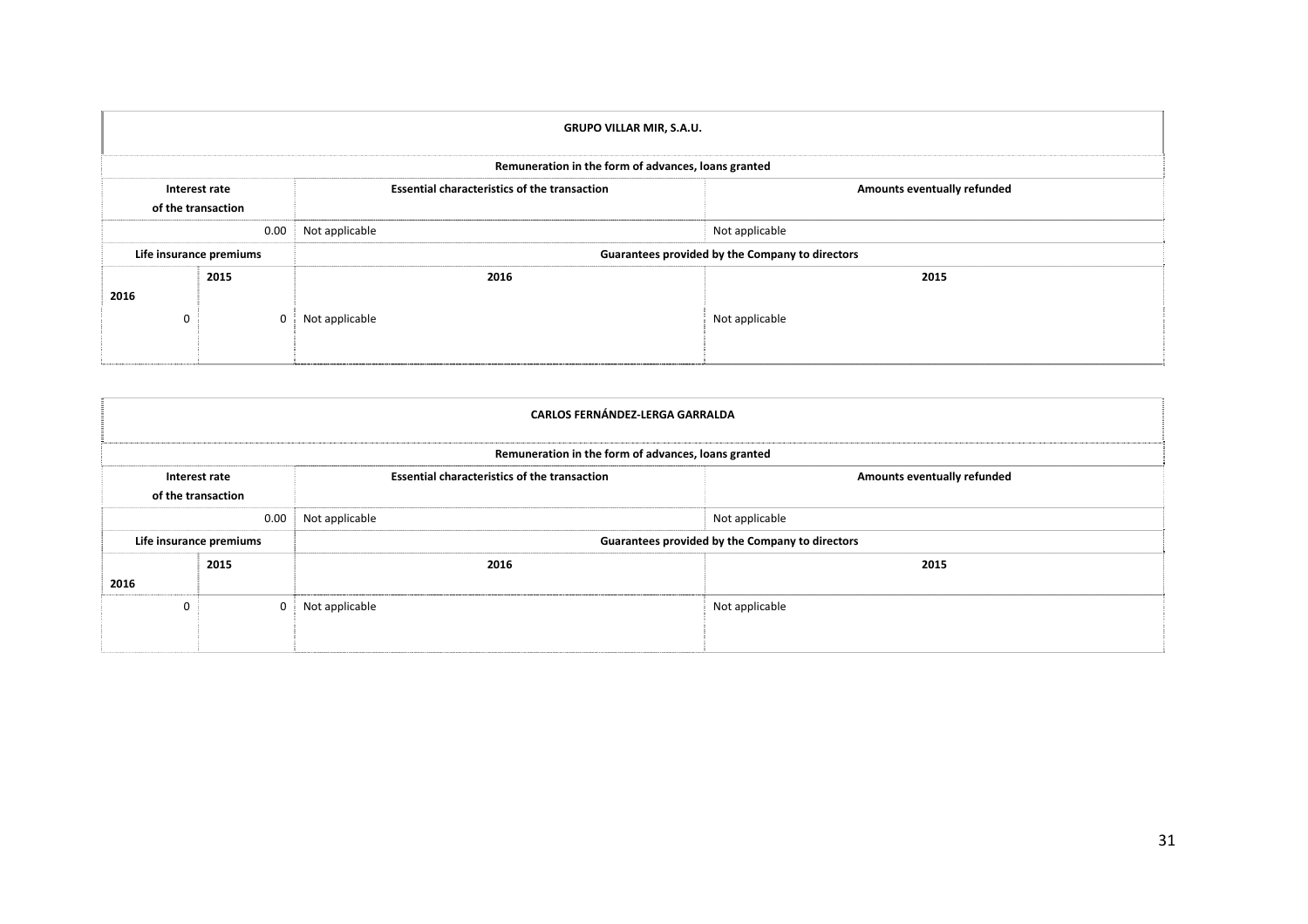| GRUPO VILLAR MIR, S.A.U. | | | |
|---|---|---|---|
| **Remuneration in the form of advances, loans granted** | | | |
| **Interest rate of the transaction** | | **Essential characteristics of the transaction** | **Amounts eventually refunded** |
| | 0.00 | Not applicable | Not applicable |
| **Life insurance premiums** | | **Guarantees provided by the Company to directors** | |
| **2016** | **2015** | **2016** | **2015** |
| 0 | 0 | Not applicable | Not applicable |

| CARLOS FERNÁNDEZ-LERGA GARRALDA | | | |
|---|---|---|---|
| **Remuneration in the form of advances, loans granted** | | | |
| **Interest rate of the transaction** | | **Essential characteristics of the transaction** | **Amounts eventually refunded** |
| | 0.00 | Not applicable | Not applicable |
| **Life insurance premiums** | | **Guarantees provided by the Company to directors** | |
| **2016** | **2015** | **2016** | **2015** |
| 0 | 0 | Not applicable | Not applicable |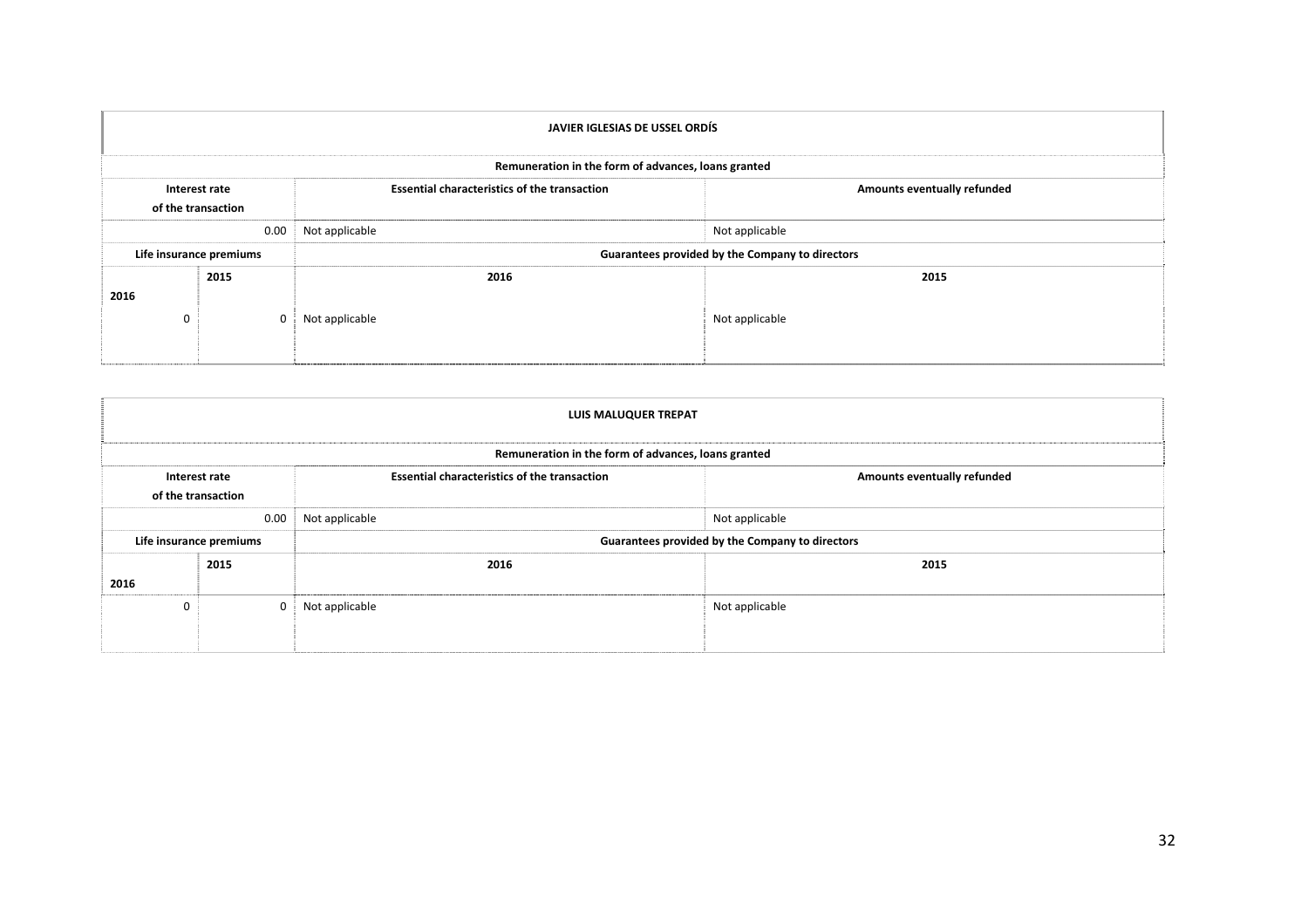| JAVIER IGLESIAS DE USSEL ORDÍS | | | |
|---|---|---|---|
| Remuneration in the form of advances, loans granted | | | |
| Interest rate of the transaction | | Essential characteristics of the transaction | Amounts eventually refunded |
| 0.00 | | Not applicable | Not applicable |
| Life insurance premiums | | Guarantees provided by the Company to directors | |
| 2016 | 2015 | 2016 | 2015 |
| 0 | 0 | Not applicable | Not applicable |

| LUIS MALUQUER TREPAT | | | |
|---|---|---|---|
| Remuneration in the form of advances, loans granted | | | |
| Interest rate of the transaction | | Essential characteristics of the transaction | Amounts eventually refunded |
| 0.00 | | Not applicable | Not applicable |
| Life insurance premiums | | Guarantees provided by the Company to directors | |
| 2016 | 2015 | 2016 | 2015 |
| 0 | 0 | Not applicable | Not applicable |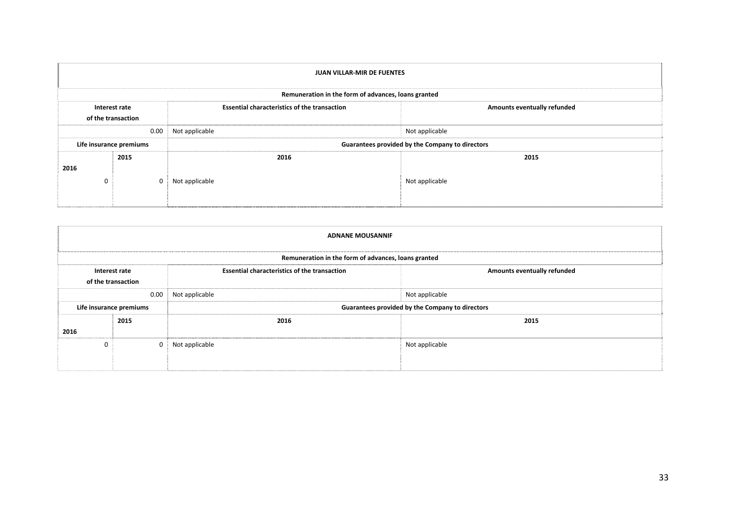| JUAN VILLAR-MIR DE FUENTES | | | |
|---|---|---|---|
| Remuneration in the form of advances, loans granted | | | |
| Interest rate of the transaction | | Essential characteristics of the transaction | Amounts eventually refunded |
| 0.00 | | Not applicable | Not applicable |
| Life insurance premiums | | Guarantees provided by the Company to directors | |
| 2016 | 2015 | 2016 | 2015 |
| 0 | 0 | Not applicable | Not applicable |

| ADNANE MOUSANNIF | | | |
|---|---|---|---|
| Remuneration in the form of advances, loans granted | | | |
| Interest rate of the transaction | | Essential characteristics of the transaction | Amounts eventually refunded |
| 0.00 | | Not applicable | Not applicable |
| Life insurance premiums | | Guarantees provided by the Company to directors | |
| 2016 | 2015 | 2016 | 2015 |
| 0 | 0 | Not applicable | Not applicable |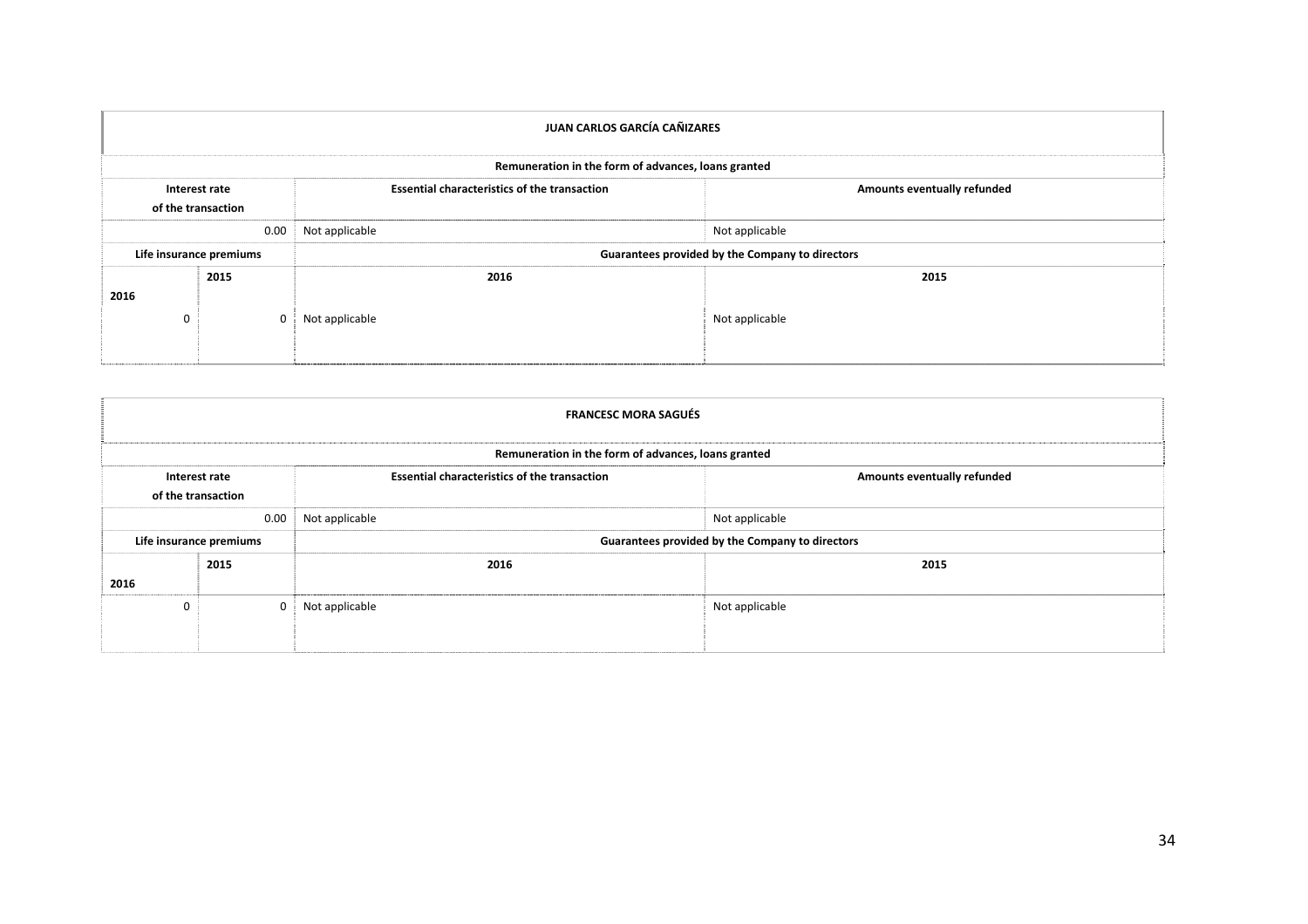| JUAN CARLOS GARCÍA CAÑIZARES | | | |
|---|---|---|---|
| **Remuneration in the form of advances, loans granted** | | | |
| **Interest rate of the transaction** | | **Essential characteristics of the transaction** | **Amounts eventually refunded** |
| 0.00 | | Not applicable | Not applicable |
| **Life insurance premiums** | | **Guarantees provided by the Company to directors** | |
| **2016** | **2015** | **2016** | **2015** |
| 0 | 0 | Not applicable | Not applicable |

| FRANCESC MORA SAGUÉS | | | |
|---|---|---|---|
| **Remuneration in the form of advances, loans granted** | | | |
| **Interest rate of the transaction** | | **Essential characteristics of the transaction** | **Amounts eventually refunded** |
| 0.00 | | Not applicable | Not applicable |
| **Life insurance premiums** | | **Guarantees provided by the Company to directors** | |
| **2016** | **2015** | **2016** | **2015** |
| 0 | 0 | Not applicable | Not applicable |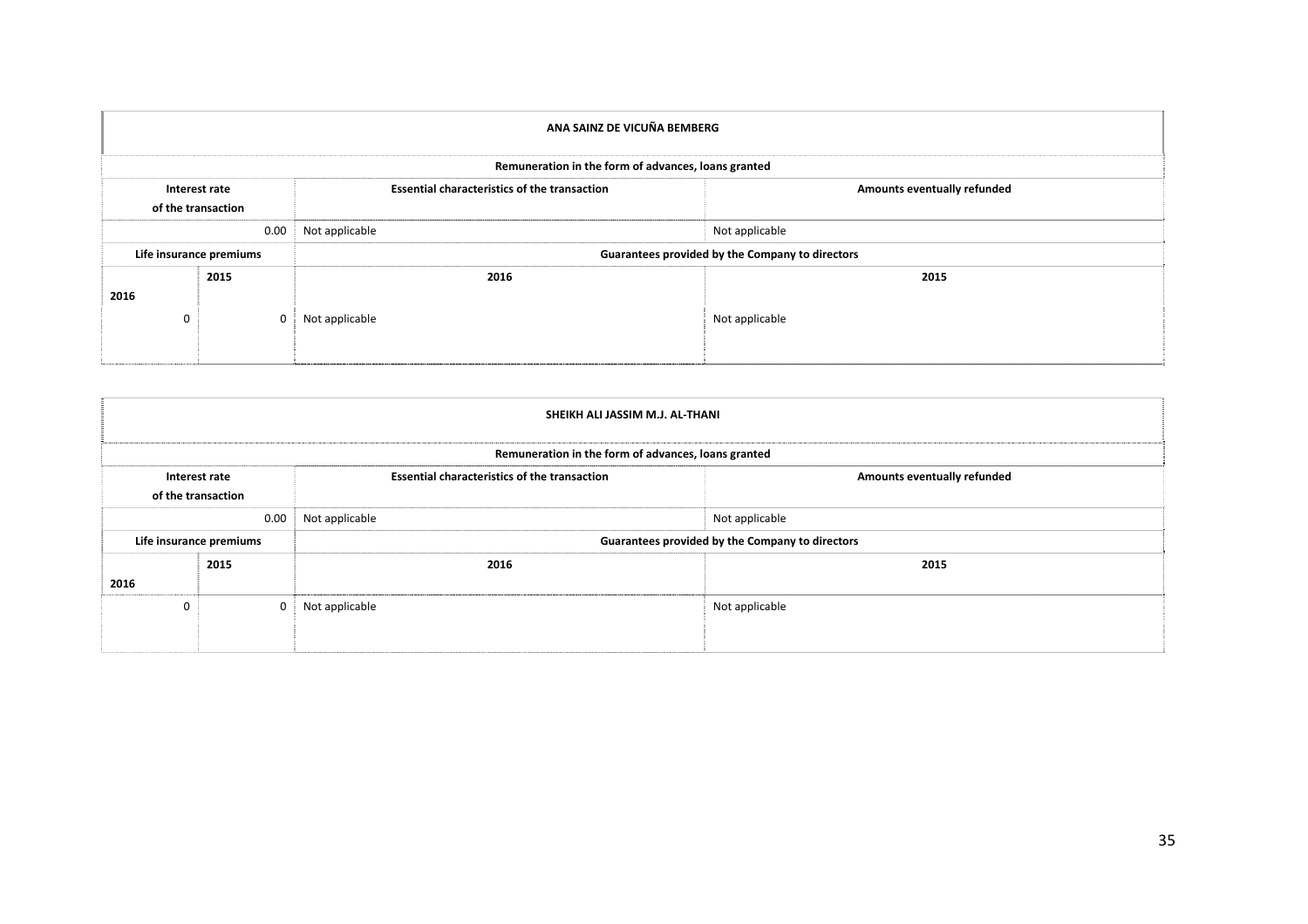| ANA SAINZ DE VICUÑA BEMBERG | | | |
|---|---|---|---|
| Remuneration in the form of advances, loans granted | | | |
| Interest rate of the transaction | | Essential characteristics of the transaction | Amounts eventually refunded |
| 0.00 | | Not applicable | Not applicable |
| Life insurance premiums | | Guarantees provided by the Company to directors | |
| 2016 | 2015 | 2016 | 2015 |
| 0 | 0 | Not applicable | Not applicable |

| SHEIKH ALI JASSIM M.J. AL-THANI | | | |
|---|---|---|---|
| Remuneration in the form of advances, loans granted | | | |
| Interest rate of the transaction | | Essential characteristics of the transaction | Amounts eventually refunded |
| 0.00 | | Not applicable | Not applicable |
| Life insurance premiums | | Guarantees provided by the Company to directors | |
| 2016 | 2015 | 2016 | 2015 |
| 0 | 0 | Not applicable | Not applicable |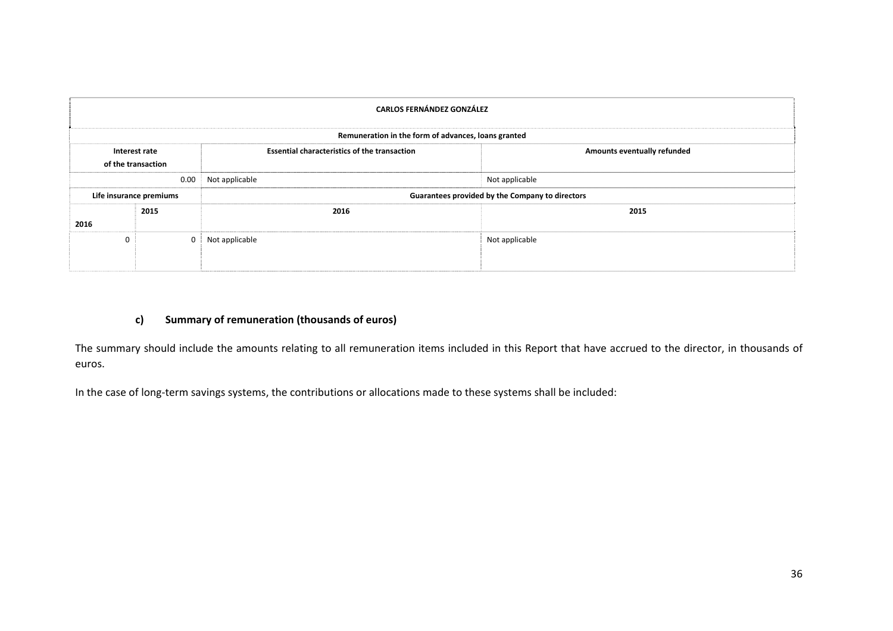| CARLOS FERNÁNDEZ GONZÁLEZ | | | |
|---|---|---|---|
| Remuneration in the form of advances, loans granted | | | |
| Interest rate of the transaction | | Essential characteristics of the transaction | Amounts eventually refunded |
| 0.00 | | Not applicable | Not applicable |
| Life insurance premiums | | Guarantees provided by the Company to directors | |
| 2016 | 2015 | 2016 | 2015 |
| 0 | 0 | Not applicable | Not applicable |

### c) Summary of remuneration (thousands of euros)

The summary should include the amounts relating to all remuneration items included in this Report that have accrued to the director, in thousands of euros.

In the case of long-term savings systems, the contributions or allocations made to these systems shall be included: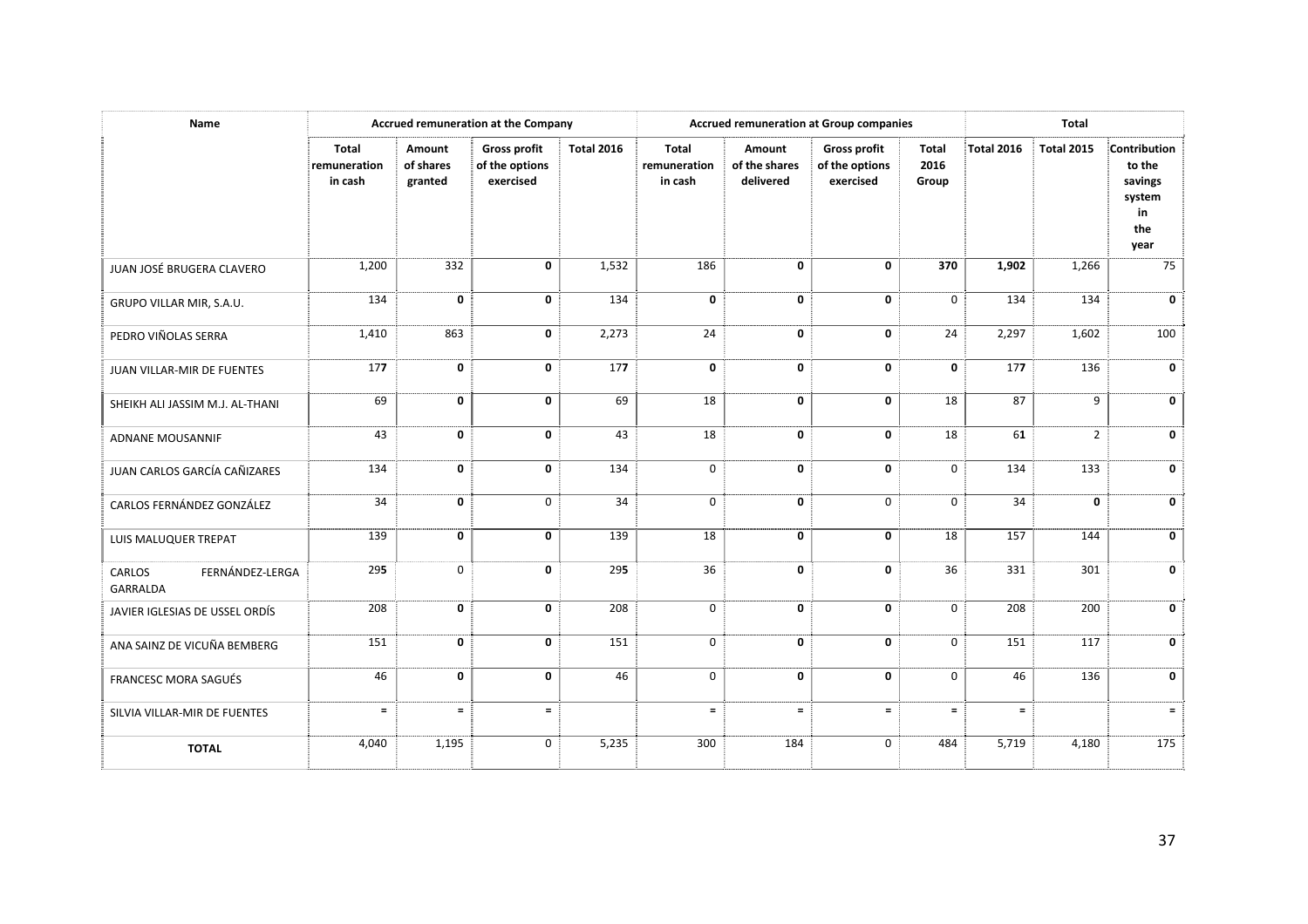| Name | Accrued remuneration at the Company | | | | Accrued remuneration at Group companies | | | | Total | | |
|---|---|---|---|---|---|---|---|---|---|---|---|
| | Total remuneration in cash | Amount of shares granted | Gross profit of the options exercised | Total 2016 | Total remuneration in cash | Amount of the shares delivered | Gross profit of the options exercised | Total 2016 Group | Total 2016 | Total 2015 | Contribution to the savings system in the year |
| JUAN JOSÉ BRUGERA CLAVERO | 1,200 | 332 | **0** | 1,532 | 186 | **0** | **0** | **370** | **1,902** | 1,266 | 75 |
| GRUPO VILLAR MIR, S.A.U. | 134 | **0** | **0** | 134 | **0** | **0** | **0** | 0 | 134 | 134 | **0** |
| PEDRO VIÑOLAS SERRA | 1,410 | 863 | **0** | 2,273 | 24 | **0** | **0** | 24 | 2,297 | 1,602 | 100 |
| JUAN VILLAR-MIR DE FUENTES | 17**7** | **0** | **0** | 17**7** | **0** | **0** | **0** | **0** | 17**7** | 136 | **0** |
| SHEIKH ALI JASSIM M.J. AL-THANI | 69 | **0** | **0** | 69 | 18 | **0** | **0** | 18 | 87 | 9 | **0** |
| ADNANE MOUSANNIF | 43 | **0** | **0** | 43 | 18 | **0** | **0** | 18 | 6**1** | 2 | **0** |
| JUAN CARLOS GARCÍA CAÑIZARES | 134 | **0** | **0** | 134 | 0 | **0** | **0** | 0 | 134 | 133 | **0** |
| CARLOS FERNÁNDEZ GONZÁLEZ | 34 | **0** | 0 | 34 | 0 | **0** | 0 | 0 | 34 | **0** | **0** |
| LUIS MALUQUER TREPAT | 139 | **0** | **0** | 139 | 18 | **0** | **0** | 18 | 157 | 144 | **0** |
| CARLOS FERNÁNDEZ-LERGA GARRALDA | 29**5** | 0 | **0** | 29**5** | 36 | **0** | **0** | 36 | 331 | 301 | **0** |
| JAVIER IGLESIAS DE USSEL ORDÍS | 208 | **0** | **0** | 208 | 0 | **0** | **0** | 0 | 208 | 200 | **0** |
| ANA SAINZ DE VICUÑA BEMBERG | 151 | **0** | **0** | 151 | 0 | **0** | **0** | 0 | 151 | 117 | **0** |
| FRANCESC MORA SAGUÉS | 46 | **0** | **0** | 46 | 0 | **0** | **0** | 0 | 46 | 136 | **0** |
| SILVIA VILLAR-MIR DE FUENTES | = | = | = | | = | = | = | = | = | | = |
| **TOTAL** | 4,040 | 1,195 | 0 | 5,235 | 300 | 184 | 0 | 484 | 5,719 | 4,180 | 175 |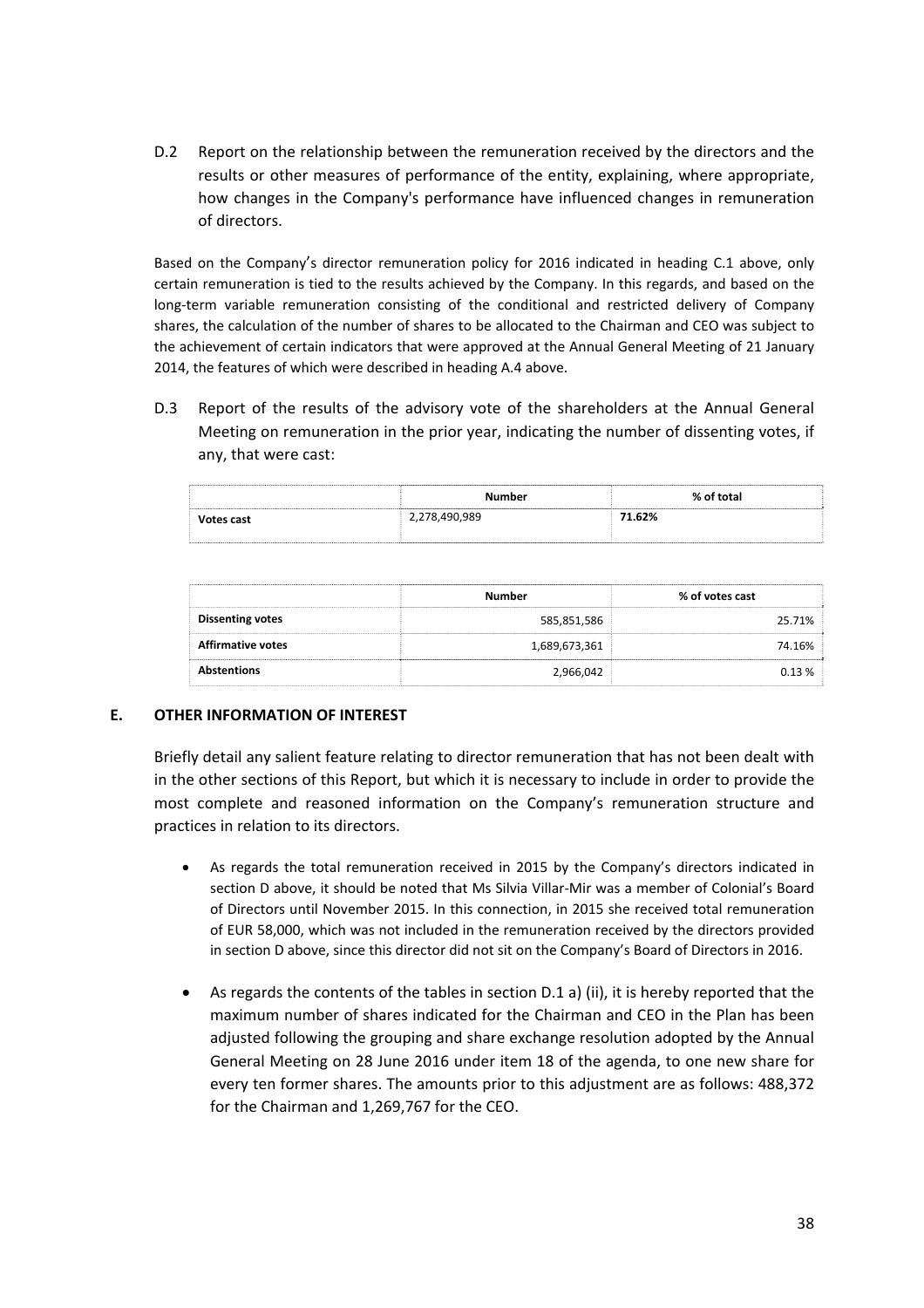D.2 Report on the relationship between the remuneration received by the directors and the results or other measures of performance of the entity, explaining, where appropriate, how changes in the Company's performance have influenced changes in remuneration of directors.

Based on the Company's director remuneration policy for 2016 indicated in heading C.1 above, only certain remuneration is tied to the results achieved by the Company. In this regards, and based on the long-term variable remuneration consisting of the conditional and restricted delivery of Company shares, the calculation of the number of shares to be allocated to the Chairman and CEO was subject to the achievement of certain indicators that were approved at the Annual General Meeting of 21 January 2014, the features of which were described in heading A.4 above.

D.3 Report of the results of the advisory vote of the shareholders at the Annual General Meeting on remuneration in the prior year, indicating the number of dissenting votes, if any, that were cast:

| | Number | % of total |
|---|---|---|
| **Votes cast** | 2,278,490,989 | **71.62%** |

| | Number | % of votes cast |
|---|---|---|
| **Dissenting votes** | 585,851,586 | 25.71% |
| **Affirmative votes** | 1,689,673,361 | 74.16% |
| **Abstentions** | 2,966,042 | 0.13 % |

## E. OTHER INFORMATION OF INTEREST

Briefly detail any salient feature relating to director remuneration that has not been dealt with in the other sections of this Report, but which it is necessary to include in order to provide the most complete and reasoned information on the Company's remuneration structure and practices in relation to its directors.

- As regards the total remuneration received in 2015 by the Company's directors indicated in section D above, it should be noted that Ms Silvia Villar-Mir was a member of Colonial's Board of Directors until November 2015. In this connection, in 2015 she received total remuneration of EUR 58,000, which was not included in the remuneration received by the directors provided in section D above, since this director did not sit on the Company's Board of Directors in 2016.

- As regards the contents of the tables in section D.1 a) (ii), it is hereby reported that the maximum number of shares indicated for the Chairman and CEO in the Plan has been adjusted following the grouping and share exchange resolution adopted by the Annual General Meeting on 28 June 2016 under item 18 of the agenda, to one new share for every ten former shares. The amounts prior to this adjustment are as follows: 488,372 for the Chairman and 1,269,767 for the CEO.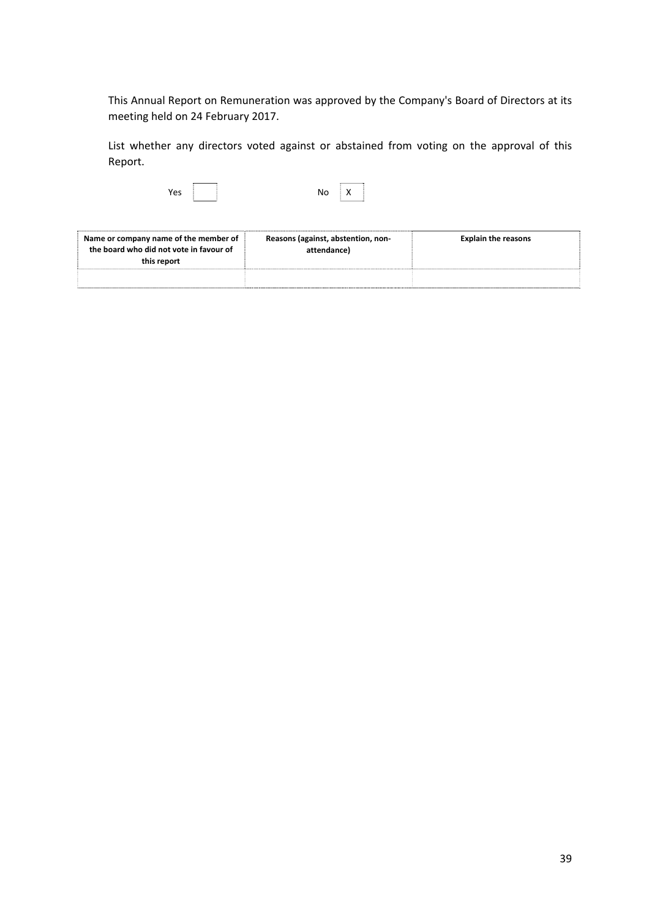This Annual Report on Remuneration was approved by the Company's Board of Directors at its meeting held on 24 February 2017.

List whether any directors voted against or abstained from voting on the approval of this Report.

Yes [ ] No [X]

| Name or company name of the member of the board who did not vote in favour of this report | Reasons (against, abstention, non-attendance) | Explain the reasons |
|---|---|---|
| | | |